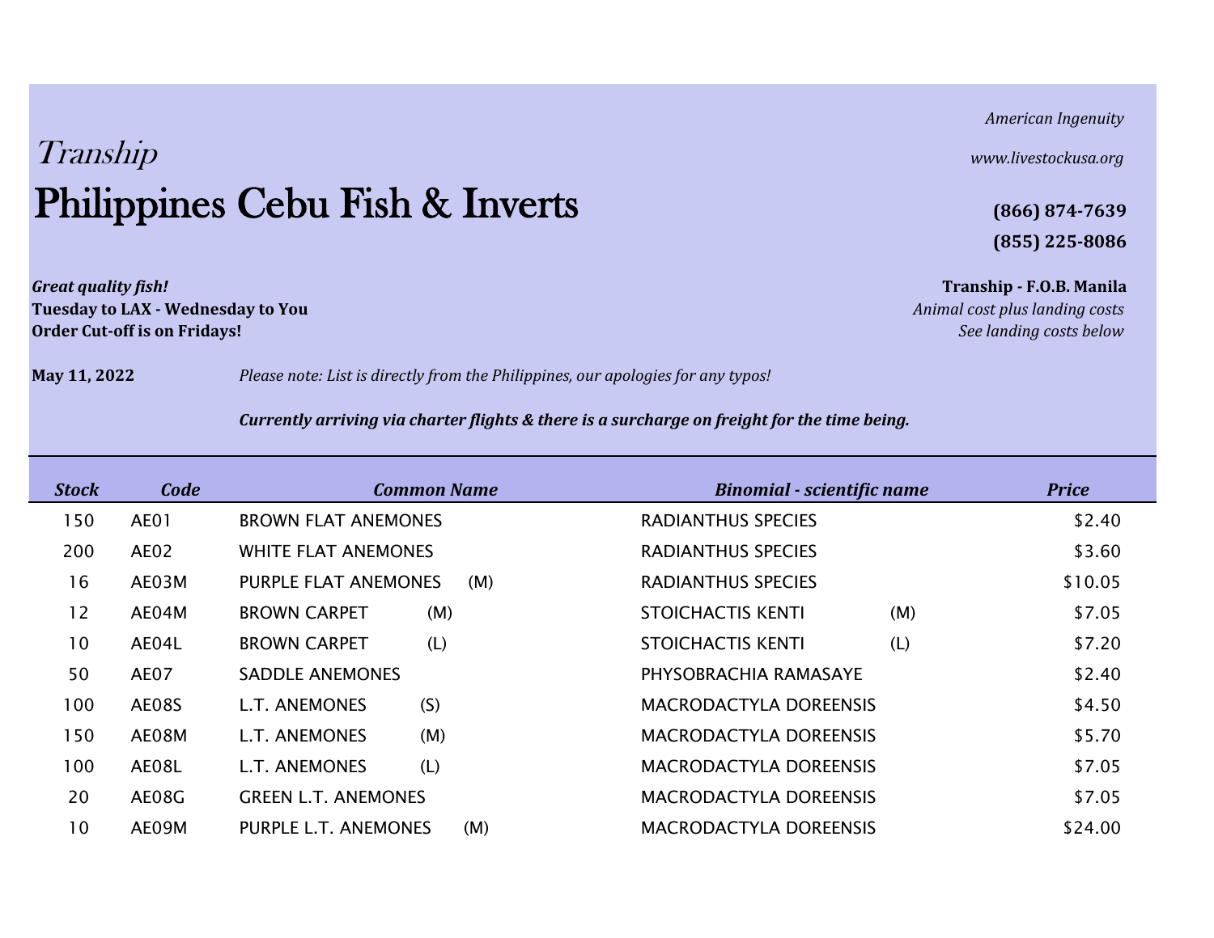*Tranship*

# Philippines Cebu Fish & Inverts

*American Ingenuity*

*www.livestockusa.org*

**(866) 874-7639**

**(855) 225-8086**

***Great quality fish!***
**Tuesday to LAX - Wednesday to You**
**Order Cut-off is on Fridays!**

**Tranship - F.O.B. Manila**
*Animal cost plus landing costs*
*See landing costs below*

**May 11, 2022**

*Please note: List is directly from the Philippines, our apologies for any typos!*

***Currently arriving via charter flights & there is a surcharge on freight for the time being.***

| Stock | Code | Common Name | | Binomial - scientific name | | Price |
|---|---|---|---|---|---|---|
| 150 | AE01 | BROWN FLAT ANEMONES | | RADIANTHUS SPECIES | | $2.40 |
| 200 | AE02 | WHITE FLAT ANEMONES | | RADIANTHUS SPECIES | | $3.60 |
| 16 | AE03M | PURPLE FLAT ANEMONES | (M) | RADIANTHUS SPECIES | | $10.05 |
| 12 | AE04M | BROWN CARPET | (M) | STOICHACTIS KENTI | (M) | $7.05 |
| 10 | AE04L | BROWN CARPET | (L) | STOICHACTIS KENTI | (L) | $7.20 |
| 50 | AE07 | SADDLE ANEMONES | | PHYSOBRACHIA RAMASAYE | | $2.40 |
| 100 | AE08S | L.T. ANEMONES | (S) | MACRODACTYLA DOREENSIS | | $4.50 |
| 150 | AE08M | L.T. ANEMONES | (M) | MACRODACTYLA DOREENSIS | | $5.70 |
| 100 | AE08L | L.T. ANEMONES | (L) | MACRODACTYLA DOREENSIS | | $7.05 |
| 20 | AE08G | GREEN L.T. ANEMONES | | MACRODACTYLA DOREENSIS | | $7.05 |
| 10 | AE09M | PURPLE L.T. ANEMONES | (M) | MACRODACTYLA DOREENSIS | | $24.00 |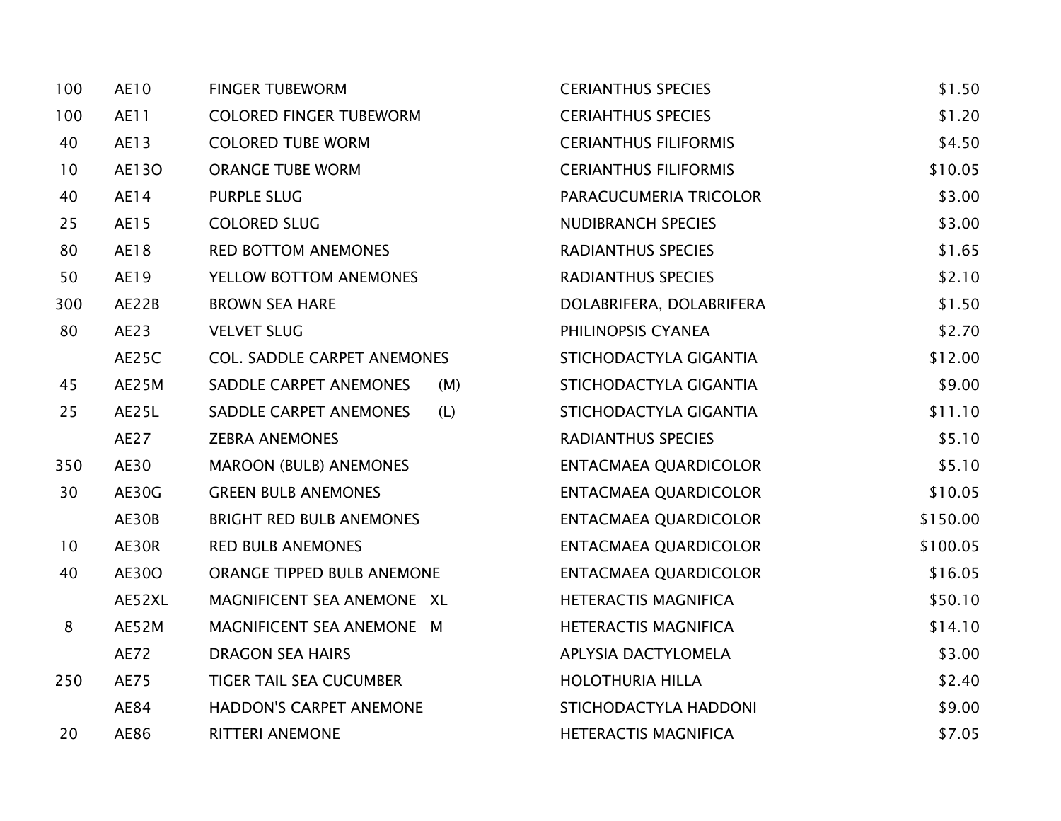| | | | | |
|---|---|---|---|---|
| 100 | AE10 | FINGER TUBEWORM | CERIANTHUS SPECIES | $1.50 |
| 100 | AE11 | COLORED FINGER TUBEWORM | CERIAHTHUS SPECIES | $1.20 |
| 40 | AE13 | COLORED TUBE WORM | CERIANTHUS FILIFORMIS | $4.50 |
| 10 | AE13O | ORANGE TUBE WORM | CERIANTHUS FILIFORMIS | $10.05 |
| 40 | AE14 | PURPLE SLUG | PARACUCUMERIA TRICOLOR | $3.00 |
| 25 | AE15 | COLORED SLUG | NUDIBRANCH SPECIES | $3.00 |
| 80 | AE18 | RED BOTTOM ANEMONES | RADIANTHUS SPECIES | $1.65 |
| 50 | AE19 | YELLOW BOTTOM ANEMONES | RADIANTHUS SPECIES | $2.10 |
| 300 | AE22B | BROWN SEA HARE | DOLABRIFERA, DOLABRIFERA | $1.50 |
| 80 | AE23 | VELVET SLUG | PHILINOPSIS CYANEA | $2.70 |
| | AE25C | COL. SADDLE CARPET ANEMONES | STICHODACTYLA GIGANTIA | $12.00 |
| 45 | AE25M | SADDLE CARPET ANEMONES (M) | STICHODACTYLA GIGANTIA | $9.00 |
| 25 | AE25L | SADDLE CARPET ANEMONES (L) | STICHODACTYLA GIGANTIA | $11.10 |
| | AE27 | ZEBRA ANEMONES | RADIANTHUS SPECIES | $5.10 |
| 350 | AE30 | MAROON (BULB) ANEMONES | ENTACMAEA QUARDICOLOR | $5.10 |
| 30 | AE30G | GREEN BULB ANEMONES | ENTACMAEA QUARDICOLOR | $10.05 |
| | AE30B | BRIGHT RED BULB ANEMONES | ENTACMAEA QUARDICOLOR | $150.00 |
| 10 | AE30R | RED BULB ANEMONES | ENTACMAEA QUARDICOLOR | $100.05 |
| 40 | AE30O | ORANGE TIPPED BULB ANEMONE | ENTACMAEA QUARDICOLOR | $16.05 |
| | AE52XL | MAGNIFICENT SEA ANEMONE XL | HETERACTIS MAGNIFICA | $50.10 |
| 8 | AE52M | MAGNIFICENT SEA ANEMONE M | HETERACTIS MAGNIFICA | $14.10 |
| | AE72 | DRAGON SEA HAIRS | APLYSIA DACTYLOMELA | $3.00 |
| 250 | AE75 | TIGER TAIL SEA CUCUMBER | HOLOTHURIA HILLA | $2.40 |
| | AE84 | HADDON'S CARPET ANEMONE | STICHODACTYLA HADDONI | $9.00 |
| 20 | AE86 | RITTERI ANEMONE | HETERACTIS MAGNIFICA | $7.05 |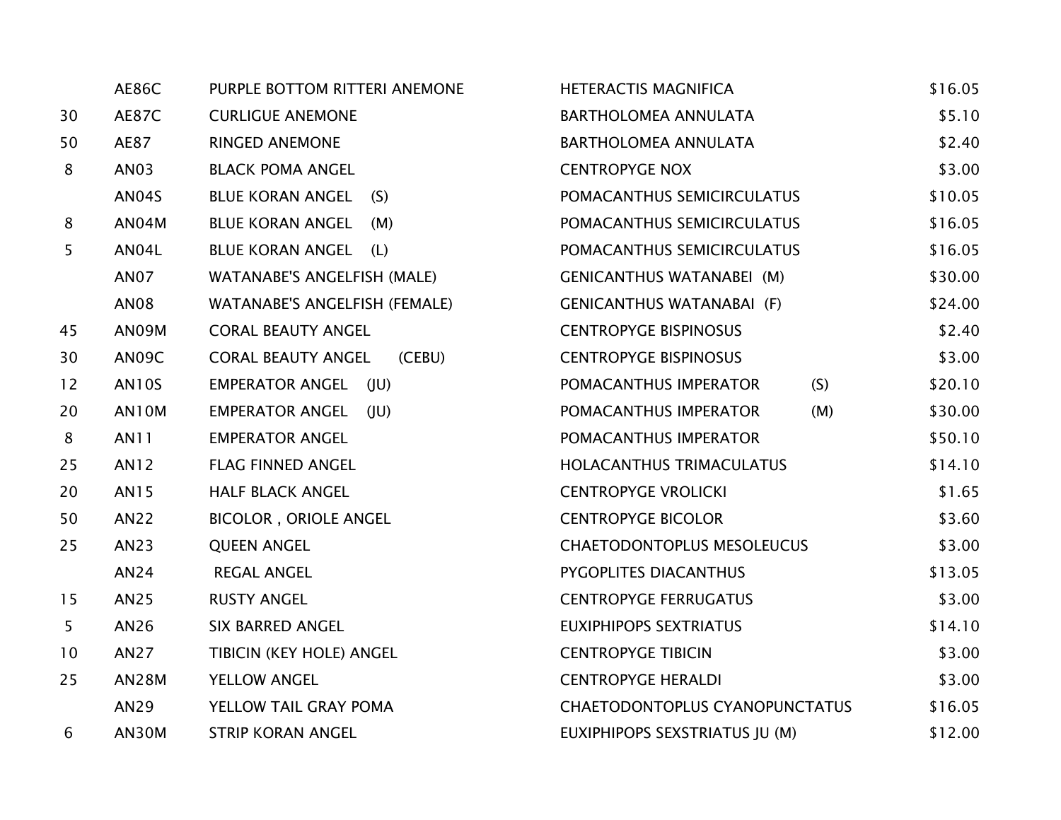| | | | | |
|---|---|---|---|---|
| | AE86C | PURPLE BOTTOM RITTERI ANEMONE | HETERACTIS MAGNIFICA | $16.05 |
| 30 | AE87C | CURLIGUE ANEMONE | BARTHOLOMEA ANNULATA | $5.10 |
| 50 | AE87 | RINGED ANEMONE | BARTHOLOMEA ANNULATA | $2.40 |
| 8 | AN03 | BLACK POMA ANGEL | CENTROPYGE NOX | $3.00 |
| | AN04S | BLUE KORAN ANGEL (S) | POMACANTHUS SEMICIRCULATUS | $10.05 |
| 8 | AN04M | BLUE KORAN ANGEL (M) | POMACANTHUS SEMICIRCULATUS | $16.05 |
| 5 | AN04L | BLUE KORAN ANGEL (L) | POMACANTHUS SEMICIRCULATUS | $16.05 |
| | AN07 | WATANABE'S ANGELFISH (MALE) | GENICANTHUS WATANABEI (M) | $30.00 |
| | AN08 | WATANABE'S ANGELFISH (FEMALE) | GENICANTHUS WATANABAI (F) | $24.00 |
| 45 | AN09M | CORAL BEAUTY ANGEL | CENTROPYGE BISPINOSUS | $2.40 |
| 30 | AN09C | CORAL BEAUTY ANGEL (CEBU) | CENTROPYGE BISPINOSUS | $3.00 |
| 12 | AN10S | EMPERATOR ANGEL (JU) | POMACANTHUS IMPERATOR (S) | $20.10 |
| 20 | AN10M | EMPERATOR ANGEL (JU) | POMACANTHUS IMPERATOR (M) | $30.00 |
| 8 | AN11 | EMPERATOR ANGEL | POMACANTHUS IMPERATOR | $50.10 |
| 25 | AN12 | FLAG FINNED ANGEL | HOLACANTHUS TRIMACULATUS | $14.10 |
| 20 | AN15 | HALF BLACK ANGEL | CENTROPYGE VROLICKI | $1.65 |
| 50 | AN22 | BICOLOR , ORIOLE ANGEL | CENTROPYGE BICOLOR | $3.60 |
| 25 | AN23 | QUEEN ANGEL | CHAETODONTOPLUS MESOLEUCUS | $3.00 |
| | AN24 | REGAL ANGEL | PYGOPLITES DIACANTHUS | $13.05 |
| 15 | AN25 | RUSTY ANGEL | CENTROPYGE FERRUGATUS | $3.00 |
| 5 | AN26 | SIX BARRED ANGEL | EUXIPHIPOPS SEXTRIATUS | $14.10 |
| 10 | AN27 | TIBICIN (KEY HOLE) ANGEL | CENTROPYGE TIBICIN | $3.00 |
| 25 | AN28M | YELLOW ANGEL | CENTROPYGE HERALDI | $3.00 |
| | AN29 | YELLOW TAIL GRAY POMA | CHAETODONTOPLUS CYANOPUNCTATUS | $16.05 |
| 6 | AN30M | STRIP KORAN ANGEL | EUXIPHIPOPS SEXSTRIATUS JU (M) | $12.00 |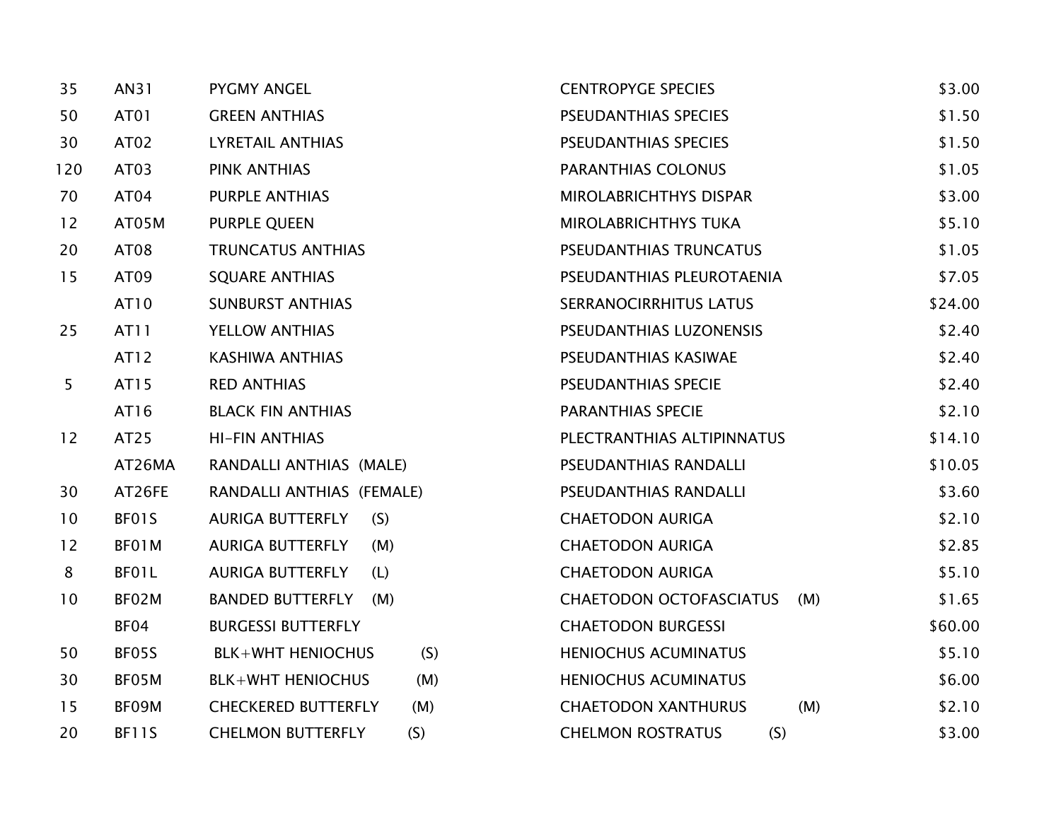| | | | | |
|---|---|---|---|---|
| 35 | AN31 | PYGMY ANGEL | CENTROPYGE SPECIES | $3.00 |
| 50 | AT01 | GREEN ANTHIAS | PSEUDANTHIAS SPECIES | $1.50 |
| 30 | AT02 | LYRETAIL ANTHIAS | PSEUDANTHIAS SPECIES | $1.50 |
| 120 | AT03 | PINK ANTHIAS | PARANTHIAS COLONUS | $1.05 |
| 70 | AT04 | PURPLE ANTHIAS | MIROLABRICHTHYS DISPAR | $3.00 |
| 12 | AT05M | PURPLE QUEEN | MIROLABRICHTHYS TUKA | $5.10 |
| 20 | AT08 | TRUNCATUS ANTHIAS | PSEUDANTHIAS TRUNCATUS | $1.05 |
| 15 | AT09 | SQUARE ANTHIAS | PSEUDANTHIAS PLEUROTAENIA | $7.05 |
| | AT10 | SUNBURST ANTHIAS | SERRANOCIRRHITUS LATUS | $24.00 |
| 25 | AT11 | YELLOW ANTHIAS | PSEUDANTHIAS LUZONENSIS | $2.40 |
| | AT12 | KASHIWA ANTHIAS | PSEUDANTHIAS KASIWAE | $2.40 |
| 5 | AT15 | RED ANTHIAS | PSEUDANTHIAS SPECIE | $2.40 |
| | AT16 | BLACK FIN ANTHIAS | PARANTHIAS SPECIE | $2.10 |
| 12 | AT25 | HI-FIN ANTHIAS | PLECTRANTHIAS ALTIPINNATUS | $14.10 |
| | AT26MA | RANDALLI ANTHIAS (MALE) | PSEUDANTHIAS RANDALLI | $10.05 |
| 30 | AT26FE | RANDALLI ANTHIAS (FEMALE) | PSEUDANTHIAS RANDALLI | $3.60 |
| 10 | BF01S | AURIGA BUTTERFLY (S) | CHAETODON AURIGA | $2.10 |
| 12 | BF01M | AURIGA BUTTERFLY (M) | CHAETODON AURIGA | $2.85 |
| 8 | BF01L | AURIGA BUTTERFLY (L) | CHAETODON AURIGA | $5.10 |
| 10 | BF02M | BANDED BUTTERFLY (M) | CHAETODON OCTOFASCIATUS (M) | $1.65 |
| | BF04 | BURGESSI BUTTERFLY | CHAETODON BURGESSI | $60.00 |
| 50 | BF05S | BLK+WHT HENIOCHUS (S) | HENIOCHUS ACUMINATUS | $5.10 |
| 30 | BF05M | BLK+WHT HENIOCHUS (M) | HENIOCHUS ACUMINATUS | $6.00 |
| 15 | BF09M | CHECKERED BUTTERFLY (M) | CHAETODON XANTHURUS (M) | $2.10 |
| 20 | BF11S | CHELMON BUTTERFLY (S) | CHELMON ROSTRATUS (S) | $3.00 |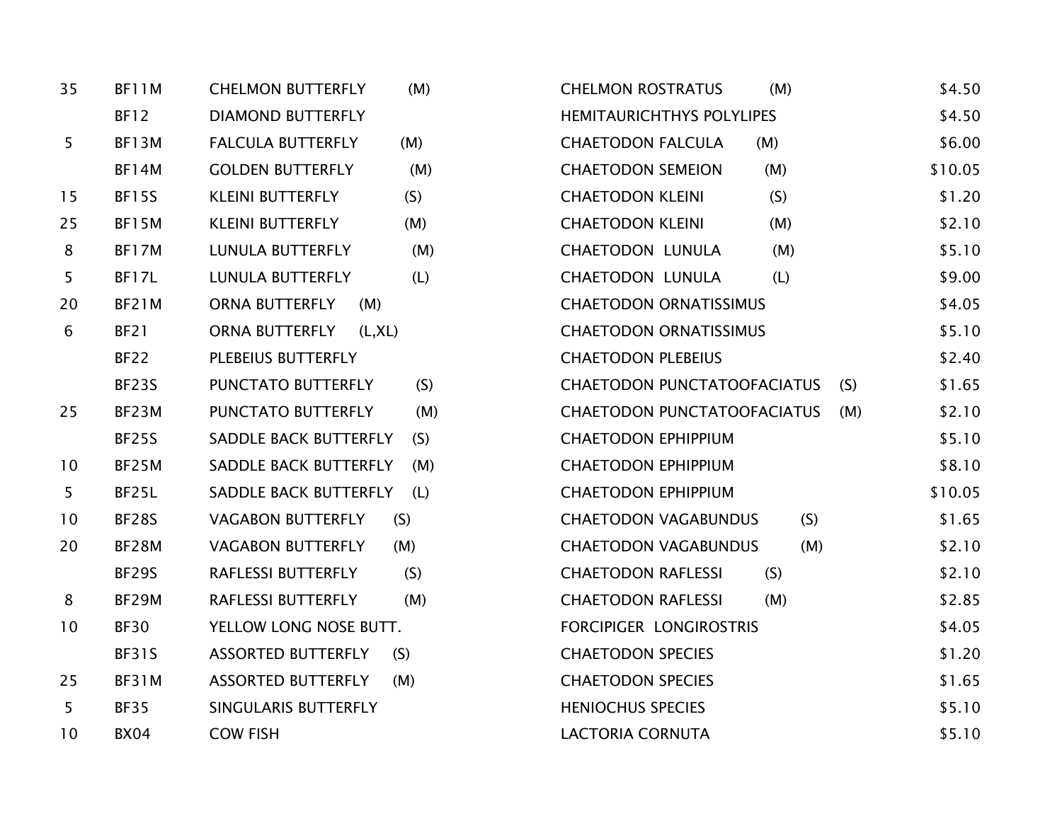| | | | | |
|---|---|---|---|---|
| 35 | BF11M | CHELMON BUTTERFLY (M) | CHELMON ROSTRATUS (M) | $4.50 |
| | BF12 | DIAMOND BUTTERFLY | HEMITAURICHTHYS POLYLIPES | $4.50 |
| 5 | BF13M | FALCULA BUTTERFLY (M) | CHAETODON FALCULA (M) | $6.00 |
| | BF14M | GOLDEN BUTTERFLY (M) | CHAETODON SEMEION (M) | $10.05 |
| 15 | BF15S | KLEINI BUTTERFLY (S) | CHAETODON KLEINI (S) | $1.20 |
| 25 | BF15M | KLEINI BUTTERFLY (M) | CHAETODON KLEINI (M) | $2.10 |
| 8 | BF17M | LUNULA BUTTERFLY (M) | CHAETODON LUNULA (M) | $5.10 |
| 5 | BF17L | LUNULA BUTTERFLY (L) | CHAETODON LUNULA (L) | $9.00 |
| 20 | BF21M | ORNA BUTTERFLY (M) | CHAETODON ORNATISSIMUS | $4.05 |
| 6 | BF21 | ORNA BUTTERFLY (L,XL) | CHAETODON ORNATISSIMUS | $5.10 |
| | BF22 | PLEBEIUS BUTTERFLY | CHAETODON PLEBEIUS | $2.40 |
| | BF23S | PUNCTATO BUTTERFLY (S) | CHAETODON PUNCTATOOFACIATUS (S) | $1.65 |
| 25 | BF23M | PUNCTATO BUTTERFLY (M) | CHAETODON PUNCTATOOFACIATUS (M) | $2.10 |
| | BF25S | SADDLE BACK BUTTERFLY (S) | CHAETODON EPHIPPIUM | $5.10 |
| 10 | BF25M | SADDLE BACK BUTTERFLY (M) | CHAETODON EPHIPPIUM | $8.10 |
| 5 | BF25L | SADDLE BACK BUTTERFLY (L) | CHAETODON EPHIPPIUM | $10.05 |
| 10 | BF28S | VAGABON BUTTERFLY (S) | CHAETODON VAGABUNDUS (S) | $1.65 |
| 20 | BF28M | VAGABON BUTTERFLY (M) | CHAETODON VAGABUNDUS (M) | $2.10 |
| | BF29S | RAFLESSI BUTTERFLY (S) | CHAETODON RAFLESSI (S) | $2.10 |
| 8 | BF29M | RAFLESSI BUTTERFLY (M) | CHAETODON RAFLESSI (M) | $2.85 |
| 10 | BF30 | YELLOW LONG NOSE BUTT. | FORCIPIGER LONGIROSTRIS | $4.05 |
| | BF31S | ASSORTED BUTTERFLY (S) | CHAETODON SPECIES | $1.20 |
| 25 | BF31M | ASSORTED BUTTERFLY (M) | CHAETODON SPECIES | $1.65 |
| 5 | BF35 | SINGULARIS BUTTERFLY | HENIOCHUS SPECIES | $5.10 |
| 10 | BX04 | COW FISH | LACTORIA CORNUTA | $5.10 |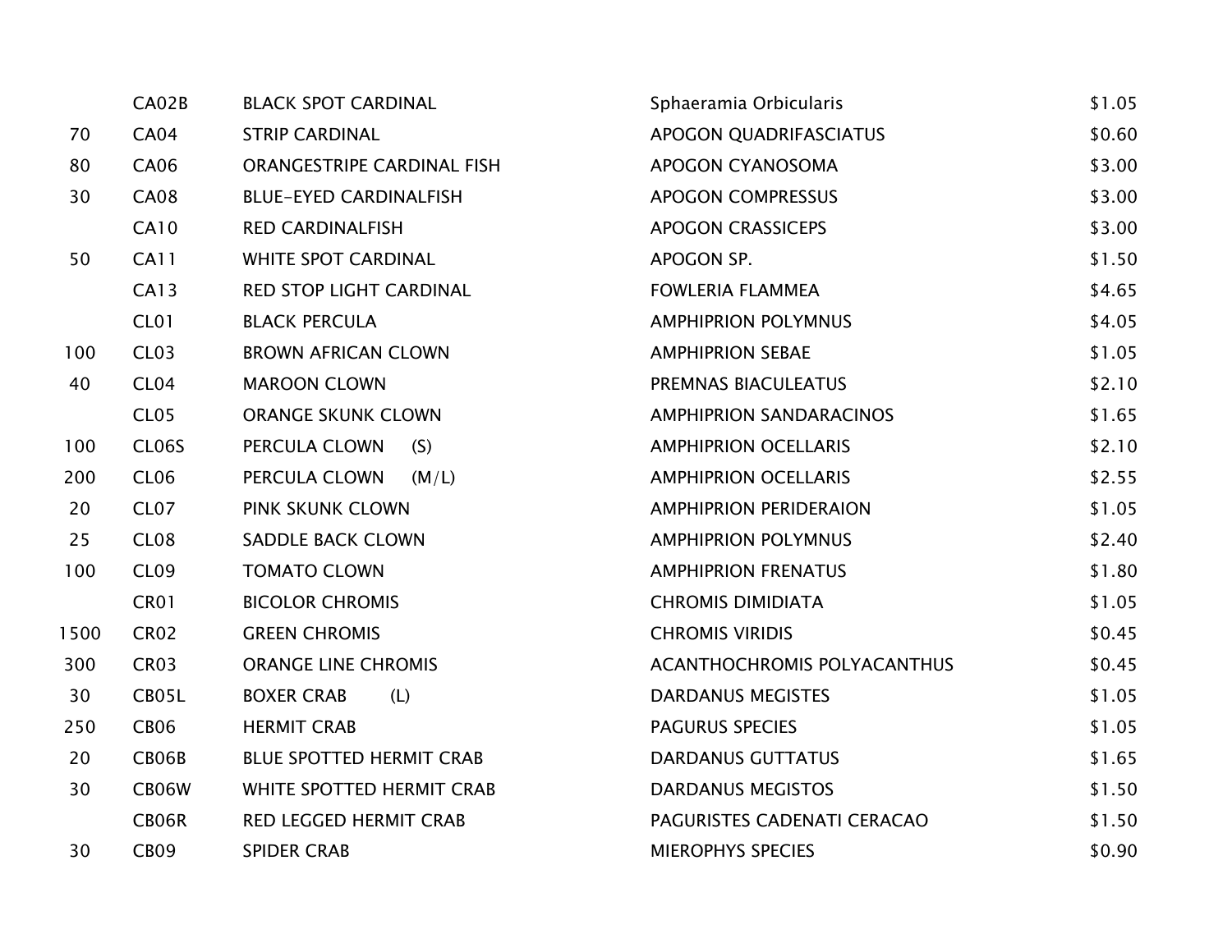| | | | | |
|---|---|---|---|---|
| | CA02B | BLACK SPOT CARDINAL | Sphaeramia Orbicularis | $1.05 |
| 70 | CA04 | STRIP CARDINAL | APOGON QUADRIFASCIATUS | $0.60 |
| 80 | CA06 | ORANGESTRIPE CARDINAL FISH | APOGON CYANOSOMA | $3.00 |
| 30 | CA08 | BLUE-EYED CARDINALFISH | APOGON COMPRESSUS | $3.00 |
| | CA10 | RED CARDINALFISH | APOGON CRASSICEPS | $3.00 |
| 50 | CA11 | WHITE SPOT CARDINAL | APOGON SP. | $1.50 |
| | CA13 | RED STOP LIGHT CARDINAL | FOWLERIA FLAMMEA | $4.65 |
| | CL01 | BLACK PERCULA | AMPHIPRION POLYMNUS | $4.05 |
| 100 | CL03 | BROWN AFRICAN CLOWN | AMPHIPRION SEBAE | $1.05 |
| 40 | CL04 | MAROON CLOWN | PREMNAS BIACULEATUS | $2.10 |
| | CL05 | ORANGE SKUNK CLOWN | AMPHIPRION SANDARACINOS | $1.65 |
| 100 | CL06S | PERCULA CLOWN (S) | AMPHIPRION OCELLARIS | $2.10 |
| 200 | CL06 | PERCULA CLOWN (M/L) | AMPHIPRION OCELLARIS | $2.55 |
| 20 | CL07 | PINK SKUNK CLOWN | AMPHIPRION PERIDERAION | $1.05 |
| 25 | CL08 | SADDLE BACK CLOWN | AMPHIPRION POLYMNUS | $2.40 |
| 100 | CL09 | TOMATO CLOWN | AMPHIPRION FRENATUS | $1.80 |
| | CR01 | BICOLOR CHROMIS | CHROMIS DIMIDIATA | $1.05 |
| 1500 | CR02 | GREEN CHROMIS | CHROMIS VIRIDIS | $0.45 |
| 300 | CR03 | ORANGE LINE CHROMIS | ACANTHOCHROMIS POLYACANTHUS | $0.45 |
| 30 | CB05L | BOXER CRAB (L) | DARDANUS MEGISTES | $1.05 |
| 250 | CB06 | HERMIT CRAB | PAGURUS SPECIES | $1.05 |
| 20 | CB06B | BLUE SPOTTED HERMIT CRAB | DARDANUS GUTTATUS | $1.65 |
| 30 | CB06W | WHITE SPOTTED HERMIT CRAB | DARDANUS MEGISTOS | $1.50 |
| | CB06R | RED LEGGED HERMIT CRAB | PAGURISTES CADENATI CERACAO | $1.50 |
| 30 | CB09 | SPIDER CRAB | MIEROPHYS SPECIES | $0.90 |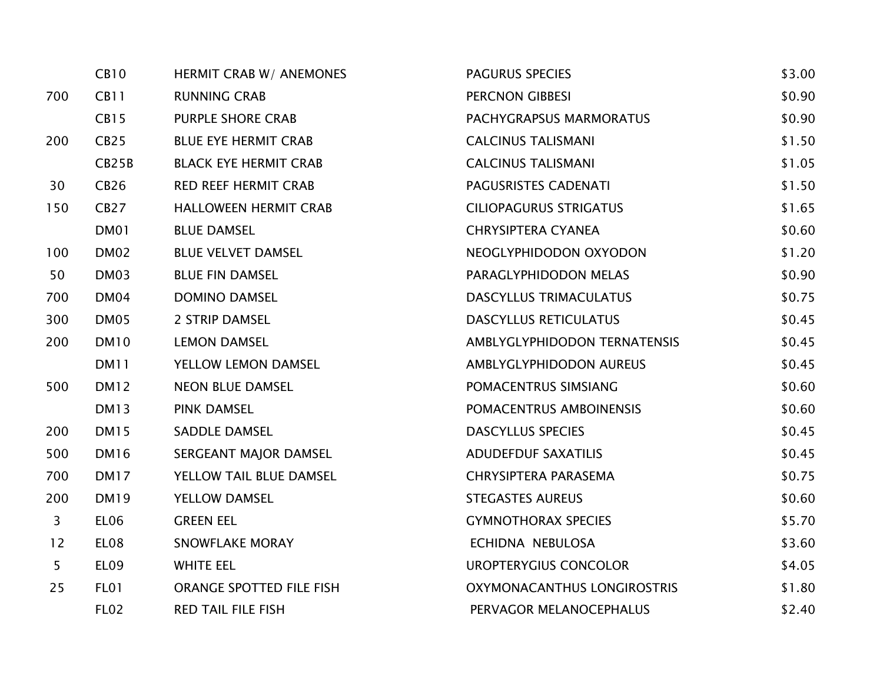| | | | | |
|---|---|---|---|---|
| | CB10 | HERMIT CRAB W/ ANEMONES | PAGURUS SPECIES | $3.00 |
| 700 | CB11 | RUNNING CRAB | PERCNON GIBBESI | $0.90 |
| | CB15 | PURPLE SHORE CRAB | PACHYGRAPSUS MARMORATUS | $0.90 |
| 200 | CB25 | BLUE EYE HERMIT CRAB | CALCINUS TALISMANI | $1.50 |
| | CB25B | BLACK EYE HERMIT CRAB | CALCINUS TALISMANI | $1.05 |
| 30 | CB26 | RED REEF HERMIT CRAB | PAGUSRISTES CADENATI | $1.50 |
| 150 | CB27 | HALLOWEEN HERMIT CRAB | CILIOPAGURUS STRIGATUS | $1.65 |
| | DM01 | BLUE DAMSEL | CHRYSIPTERA CYANEA | $0.60 |
| 100 | DM02 | BLUE VELVET DAMSEL | NEOGLYPHIDODON OXYODON | $1.20 |
| 50 | DM03 | BLUE FIN DAMSEL | PARAGLYPHIDODON MELAS | $0.90 |
| 700 | DM04 | DOMINO DAMSEL | DASCYLLUS TRIMACULATUS | $0.75 |
| 300 | DM05 | 2 STRIP DAMSEL | DASCYLLUS RETICULATUS | $0.45 |
| 200 | DM10 | LEMON DAMSEL | AMBLYGLYPHIDODON TERNATENSIS | $0.45 |
| | DM11 | YELLOW LEMON DAMSEL | AMBLYGLYPHIDODON AUREUS | $0.45 |
| 500 | DM12 | NEON BLUE DAMSEL | POMACENTRUS SIMSIANG | $0.60 |
| | DM13 | PINK DAMSEL | POMACENTRUS AMBOINENSIS | $0.60 |
| 200 | DM15 | SADDLE DAMSEL | DASCYLLUS SPECIES | $0.45 |
| 500 | DM16 | SERGEANT MAJOR DAMSEL | ADUDEFDUF SAXATILIS | $0.45 |
| 700 | DM17 | YELLOW TAIL BLUE DAMSEL | CHRYSIPTERA PARASEMA | $0.75 |
| 200 | DM19 | YELLOW DAMSEL | STEGASTES AUREUS | $0.60 |
| 3 | EL06 | GREEN EEL | GYMNOTHORAX SPECIES | $5.70 |
| 12 | EL08 | SNOWFLAKE MORAY | ECHIDNA NEBULOSA | $3.60 |
| 5 | EL09 | WHITE EEL | UROPTERYGIUS CONCOLOR | $4.05 |
| 25 | FL01 | ORANGE SPOTTED FILE FISH | OXYMONACANTHUS LONGIROSTRIS | $1.80 |
| | FL02 | RED TAIL FILE FISH | PERVAGOR MELANOCEPHALUS | $2.40 |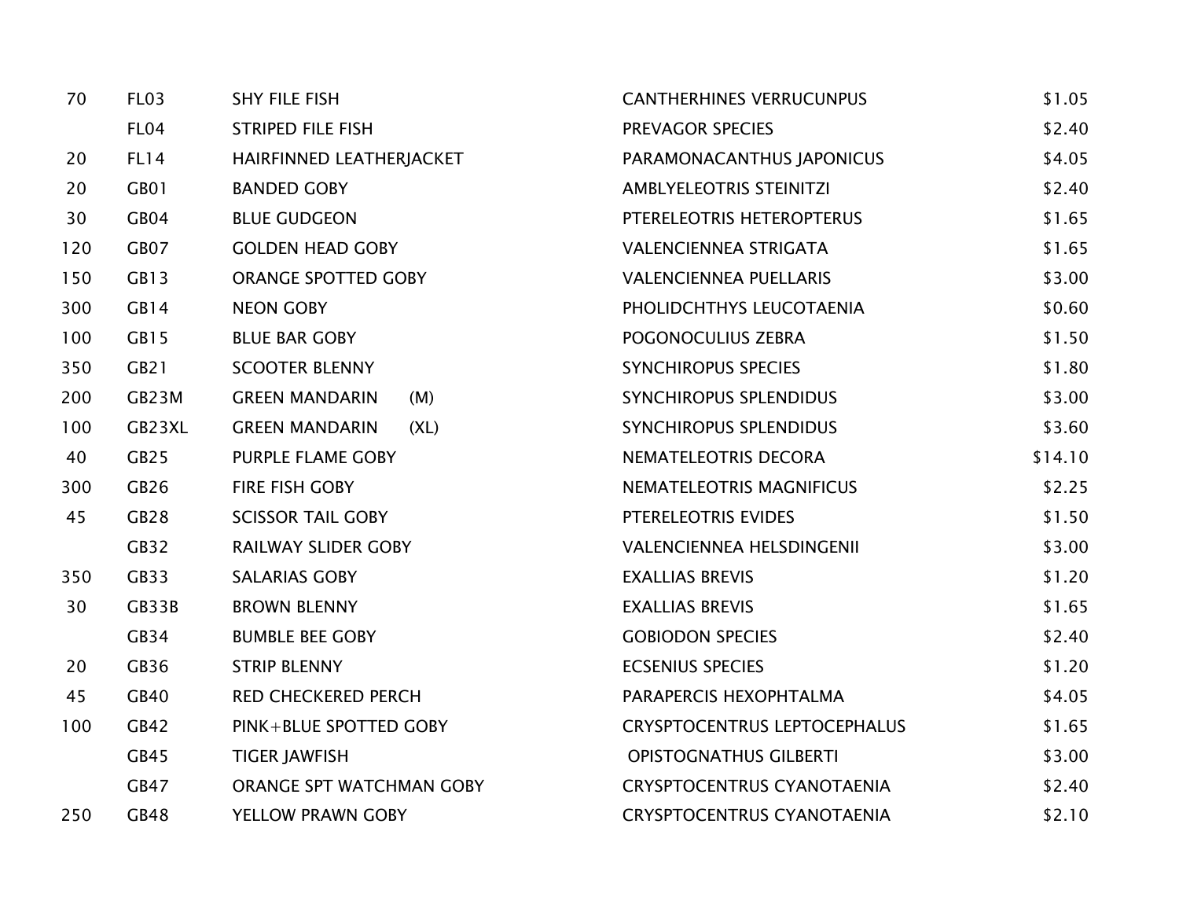| | | | | |
|---|---|---|---|---|
| 70 | FL03 | SHY FILE FISH | CANTHERHINES VERRUCUNPUS | $1.05 |
| | FL04 | STRIPED FILE FISH | PREVAGOR SPECIES | $2.40 |
| 20 | FL14 | HAIRFINNED LEATHERJACKET | PARAMONACANTHUS JAPONICUS | $4.05 |
| 20 | GB01 | BANDED GOBY | AMBLYELEOTRIS STEINITZI | $2.40 |
| 30 | GB04 | BLUE GUDGEON | PTERELEOTRIS HETEROPTERUS | $1.65 |
| 120 | GB07 | GOLDEN HEAD GOBY | VALENCIENNEA STRIGATA | $1.65 |
| 150 | GB13 | ORANGE SPOTTED GOBY | VALENCIENNEA PUELLARIS | $3.00 |
| 300 | GB14 | NEON GOBY | PHOLIDCHTHYS LEUCOTAENIA | $0.60 |
| 100 | GB15 | BLUE BAR GOBY | POGONOCULIUS ZEBRA | $1.50 |
| 350 | GB21 | SCOOTER BLENNY | SYNCHIROPUS SPECIES | $1.80 |
| 200 | GB23M | GREEN MANDARIN (M) | SYNCHIROPUS SPLENDIDUS | $3.00 |
| 100 | GB23XL | GREEN MANDARIN (XL) | SYNCHIROPUS SPLENDIDUS | $3.60 |
| 40 | GB25 | PURPLE FLAME GOBY | NEMATELEOTRIS DECORA | $14.10 |
| 300 | GB26 | FIRE FISH GOBY | NEMATELEOTRIS MAGNIFICUS | $2.25 |
| 45 | GB28 | SCISSOR TAIL GOBY | PTERELEOTRIS EVIDES | $1.50 |
| | GB32 | RAILWAY SLIDER GOBY | VALENCIENNEA HELSDINGENII | $3.00 |
| 350 | GB33 | SALARIAS GOBY | EXALLIAS BREVIS | $1.20 |
| 30 | GB33B | BROWN BLENNY | EXALLIAS BREVIS | $1.65 |
| | GB34 | BUMBLE BEE GOBY | GOBIODON SPECIES | $2.40 |
| 20 | GB36 | STRIP BLENNY | ECSENIUS SPECIES | $1.20 |
| 45 | GB40 | RED CHECKERED PERCH | PARAPERCIS HEXOPHTALMA | $4.05 |
| 100 | GB42 | PINK+BLUE SPOTTED GOBY | CRYSPTOCENTRUS LEPTOCEPHALUS | $1.65 |
| | GB45 | TIGER JAWFISH | OPISTOGNATHUS GILBERTI | $3.00 |
| | GB47 | ORANGE SPT WATCHMAN GOBY | CRYSPTOCENTRUS CYANOTAENIA | $2.40 |
| 250 | GB48 | YELLOW PRAWN GOBY | CRYSPTOCENTRUS CYANOTAENIA | $2.10 |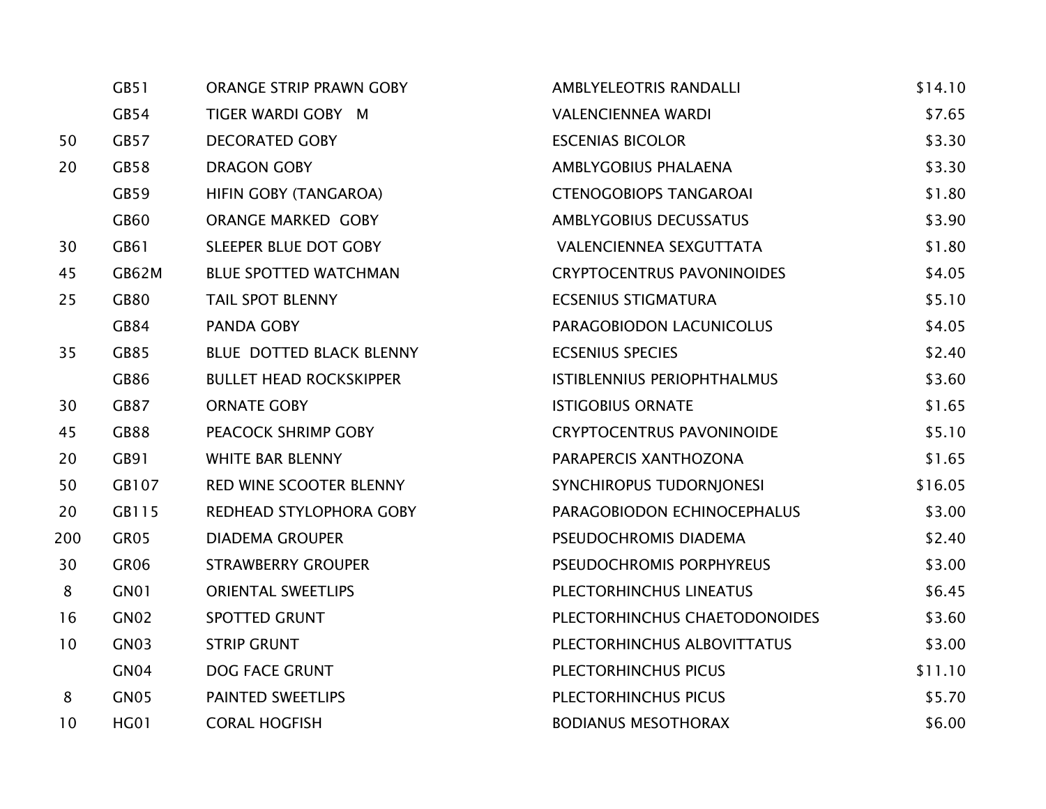|  |  |  |  |  |
|---|---|---|---|---|
|  | GB51 | ORANGE STRIP PRAWN GOBY | AMBLYELEOTRIS RANDALLI | $14.10 |
|  | GB54 | TIGER WARDI GOBY   M | VALENCIENNEA WARDI | $7.65 |
| 50 | GB57 | DECORATED GOBY | ESCENIAS BICOLOR | $3.30 |
| 20 | GB58 | DRAGON GOBY | AMBLYGOBIUS PHALAENA | $3.30 |
|  | GB59 | HIFIN GOBY (TANGAROA) | CTENOGOBIOPS TANGAROAI | $1.80 |
|  | GB60 | ORANGE MARKED  GOBY | AMBLYGOBIUS DECUSSATUS | $3.90 |
| 30 | GB61 | SLEEPER BLUE DOT GOBY | VALENCIENNEA SEXGUTTATA | $1.80 |
| 45 | GB62M | BLUE SPOTTED WATCHMAN | CRYPTOCENTRUS PAVONINOIDES | $4.05 |
| 25 | GB80 | TAIL SPOT BLENNY | ECSENIUS STIGMATURA | $5.10 |
|  | GB84 | PANDA GOBY | PARAGOBIODON LACUNICOLUS | $4.05 |
| 35 | GB85 | BLUE  DOTTED BLACK BLENNY | ECSENIUS SPECIES | $2.40 |
|  | GB86 | BULLET HEAD ROCKSKIPPER | ISTIBLENNIUS PERIOPHTHALMUS | $3.60 |
| 30 | GB87 | ORNATE GOBY | ISTIGOBIUS ORNATE | $1.65 |
| 45 | GB88 | PEACOCK SHRIMP GOBY | CRYPTOCENTRUS PAVONINOIDE | $5.10 |
| 20 | GB91 | WHITE BAR BLENNY | PARAPERCIS XANTHOZONA | $1.65 |
| 50 | GB107 | RED WINE SCOOTER BLENNY | SYNCHIROPUS TUDORNJONESI | $16.05 |
| 20 | GB115 | REDHEAD STYLOPHORA GOBY | PARAGOBIODON ECHINOCEPHALUS | $3.00 |
| 200 | GR05 | DIADEMA GROUPER | PSEUDOCHROMIS DIADEMA | $2.40 |
| 30 | GR06 | STRAWBERRY GROUPER | PSEUDOCHROMIS PORPHYREUS | $3.00 |
| 8 | GN01 | ORIENTAL SWEETLIPS | PLECTORHINCHUS LINEATUS | $6.45 |
| 16 | GN02 | SPOTTED GRUNT | PLECTORHINCHUS CHAETODONOIDES | $3.60 |
| 10 | GN03 | STRIP GRUNT | PLECTORHINCHUS ALBOVITTATUS | $3.00 |
|  | GN04 | DOG FACE GRUNT | PLECTORHINCHUS PICUS | $11.10 |
| 8 | GN05 | PAINTED SWEETLIPS | PLECTORHINCHUS PICUS | $5.70 |
| 10 | HG01 | CORAL HOGFISH | BODIANUS MESOTHORAX | $6.00 |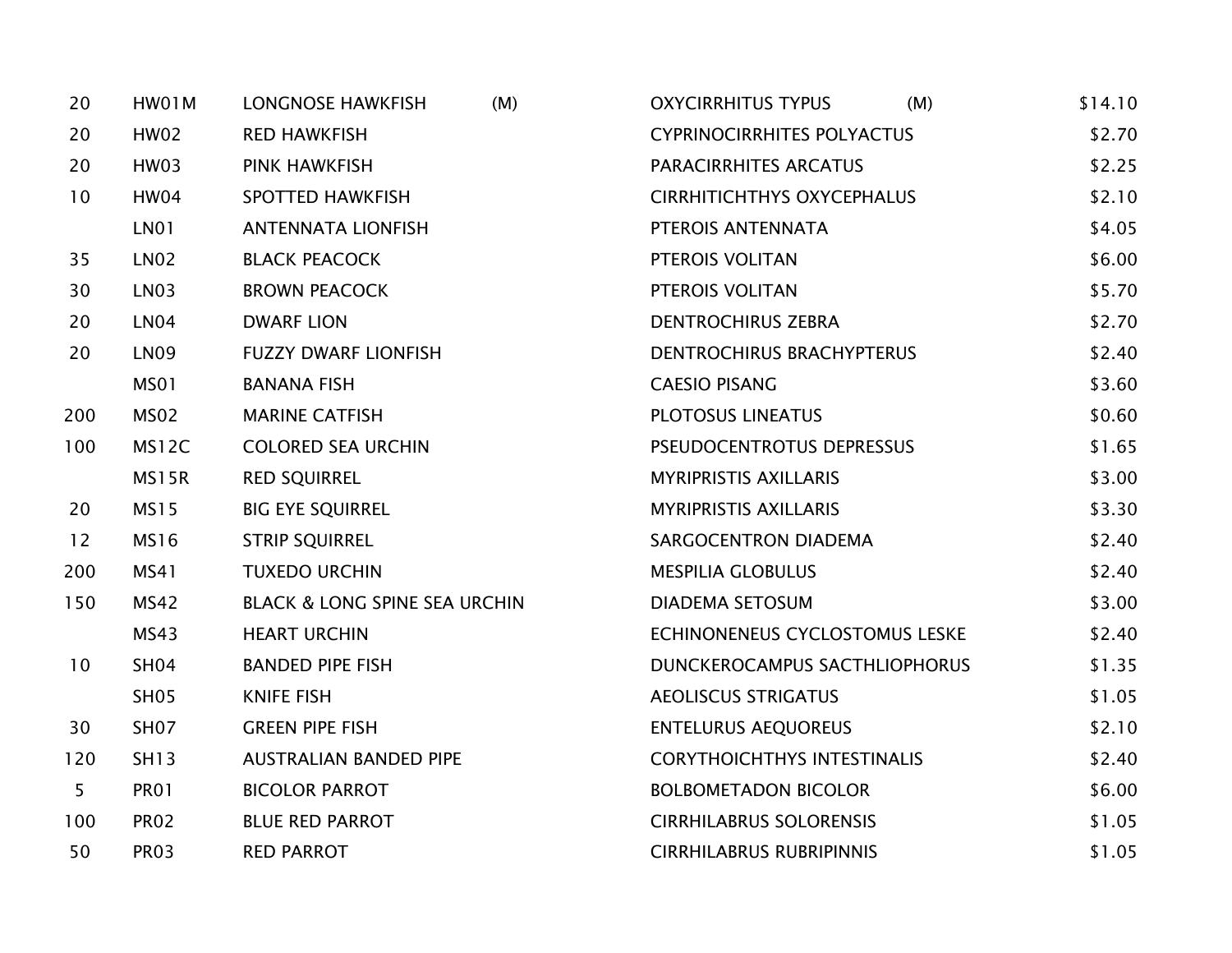| | | | | |
|---|---|---|---|---|
| 20 | HW01M | LONGNOSE HAWKFISH (M) | OXYCIRRHITUS TYPUS (M) | $14.10 |
| 20 | HW02 | RED HAWKFISH | CYPRINOCIRRHITES POLYACTUS | $2.70 |
| 20 | HW03 | PINK HAWKFISH | PARACIRRHITES ARCATUS | $2.25 |
| 10 | HW04 | SPOTTED HAWKFISH | CIRRHITICHTHYS OXYCEPHALUS | $2.10 |
| | LN01 | ANTENNATA LIONFISH | PTEROIS ANTENNATA | $4.05 |
| 35 | LN02 | BLACK PEACOCK | PTEROIS VOLITAN | $6.00 |
| 30 | LN03 | BROWN PEACOCK | PTEROIS VOLITAN | $5.70 |
| 20 | LN04 | DWARF LION | DENTROCHIRUS ZEBRA | $2.70 |
| 20 | LN09 | FUZZY DWARF LIONFISH | DENTROCHIRUS BRACHYPTERUS | $2.40 |
| | MS01 | BANANA FISH | CAESIO PISANG | $3.60 |
| 200 | MS02 | MARINE CATFISH | PLOTOSUS LINEATUS | $0.60 |
| 100 | MS12C | COLORED SEA URCHIN | PSEUDOCENTROTUS DEPRESSUS | $1.65 |
| | MS15R | RED SQUIRREL | MYRIPRISTIS AXILLARIS | $3.00 |
| 20 | MS15 | BIG EYE SQUIRREL | MYRIPRISTIS AXILLARIS | $3.30 |
| 12 | MS16 | STRIP SQUIRREL | SARGOCENTRON DIADEMA | $2.40 |
| 200 | MS41 | TUXEDO URCHIN | MESPILIA GLOBULUS | $2.40 |
| 150 | MS42 | BLACK & LONG SPINE SEA URCHIN | DIADEMA SETOSUM | $3.00 |
| | MS43 | HEART URCHIN | ECHINONENEUS CYCLOSTOMUS LESKE | $2.40 |
| 10 | SH04 | BANDED PIPE FISH | DUNCKEROCAMPUS SACTHLIOPHORUS | $1.35 |
| | SH05 | KNIFE FISH | AEOLISCUS STRIGATUS | $1.05 |
| 30 | SH07 | GREEN PIPE FISH | ENTELURUS AEQUOREUS | $2.10 |
| 120 | SH13 | AUSTRALIAN BANDED PIPE | CORYTHOICHTHYS INTESTINALIS | $2.40 |
| 5 | PR01 | BICOLOR PARROT | BOLBOMETADON BICOLOR | $6.00 |
| 100 | PR02 | BLUE RED PARROT | CIRRHILABRUS SOLORENSIS | $1.05 |
| 50 | PR03 | RED PARROT | CIRRHILABRUS RUBRIPINNIS | $1.05 |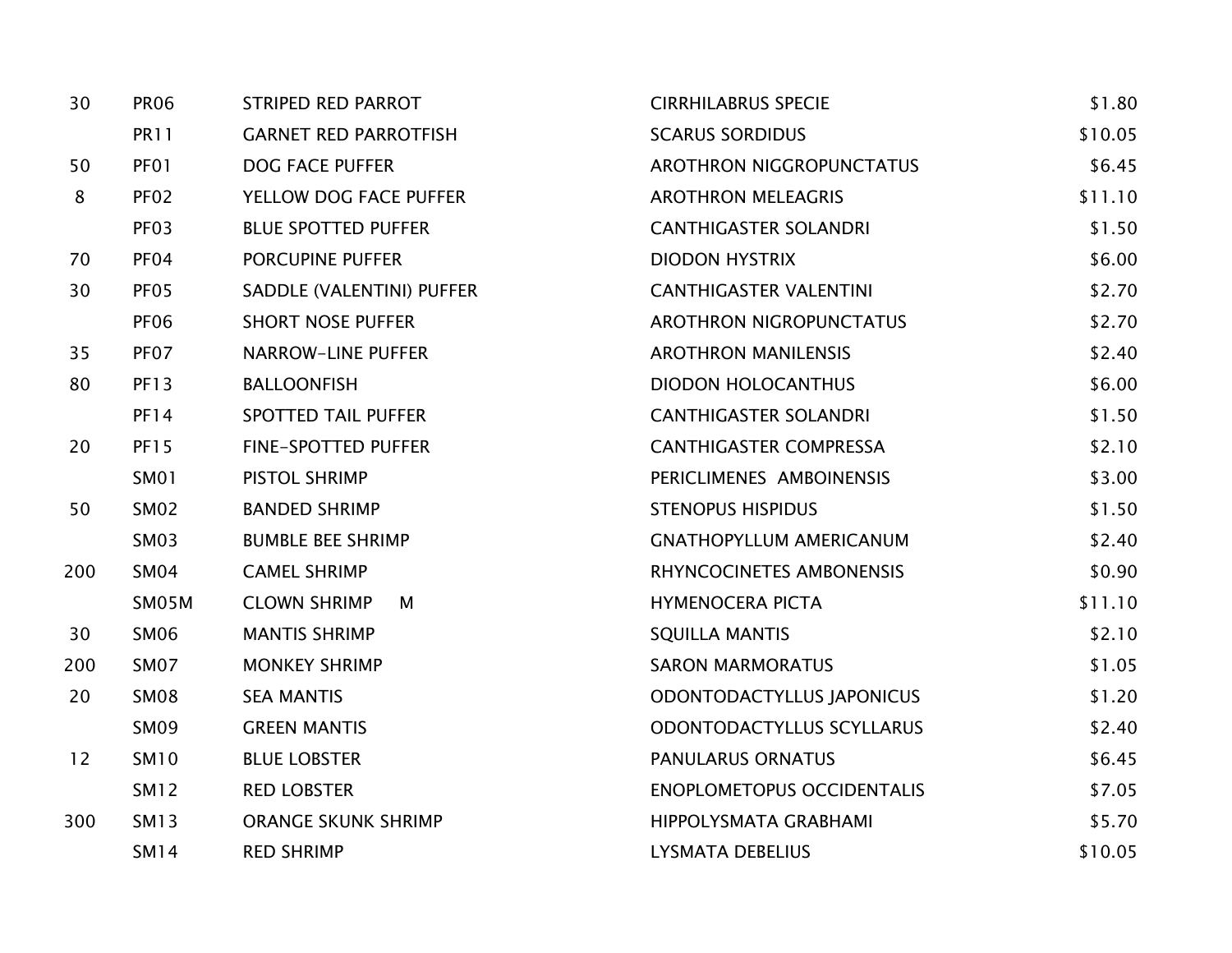| | | | | |
|---|---|---|---|---|
| 30 | PR06 | STRIPED RED PARROT | CIRRHILABRUS SPECIE | $1.80 |
| | PR11 | GARNET RED PARROTFISH | SCARUS SORDIDUS | $10.05 |
| 50 | PF01 | DOG FACE PUFFER | AROTHRON NIGGROPUNCTATUS | $6.45 |
| 8 | PF02 | YELLOW DOG FACE PUFFER | AROTHRON MELEAGRIS | $11.10 |
| | PF03 | BLUE SPOTTED PUFFER | CANTHIGASTER SOLANDRI | $1.50 |
| 70 | PF04 | PORCUPINE PUFFER | DIODON HYSTRIX | $6.00 |
| 30 | PF05 | SADDLE (VALENTINI) PUFFER | CANTHIGASTER VALENTINI | $2.70 |
| | PF06 | SHORT NOSE PUFFER | AROTHRON NIGROPUNCTATUS | $2.70 |
| 35 | PF07 | NARROW-LINE PUFFER | AROTHRON MANILENSIS | $2.40 |
| 80 | PF13 | BALLOONFISH | DIODON HOLOCANTHUS | $6.00 |
| | PF14 | SPOTTED TAIL PUFFER | CANTHIGASTER SOLANDRI | $1.50 |
| 20 | PF15 | FINE-SPOTTED PUFFER | CANTHIGASTER COMPRESSA | $2.10 |
| | SM01 | PISTOL SHRIMP | PERICLIMENES AMBOINENSIS | $3.00 |
| 50 | SM02 | BANDED SHRIMP | STENOPUS HISPIDUS | $1.50 |
| | SM03 | BUMBLE BEE SHRIMP | GNATHOPYLLUM AMERICANUM | $2.40 |
| 200 | SM04 | CAMEL SHRIMP | RHYNCOCINETES AMBONENSIS | $0.90 |
| | SM05M | CLOWN SHRIMP M | HYMENOCERA PICTA | $11.10 |
| 30 | SM06 | MANTIS SHRIMP | SQUILLA MANTIS | $2.10 |
| 200 | SM07 | MONKEY SHRIMP | SARON MARMORATUS | $1.05 |
| 20 | SM08 | SEA MANTIS | ODONTODACTYLLUS JAPONICUS | $1.20 |
| | SM09 | GREEN MANTIS | ODONTODACTYLLUS SCYLLARUS | $2.40 |
| 12 | SM10 | BLUE LOBSTER | PANULARUS ORNATUS | $6.45 |
| | SM12 | RED LOBSTER | ENOPLOMETOPUS OCCIDENTALIS | $7.05 |
| 300 | SM13 | ORANGE SKUNK SHRIMP | HIPPOLYSMATA GRABHAMI | $5.70 |
| | SM14 | RED SHRIMP | LYSMATA DEBELIUS | $10.05 |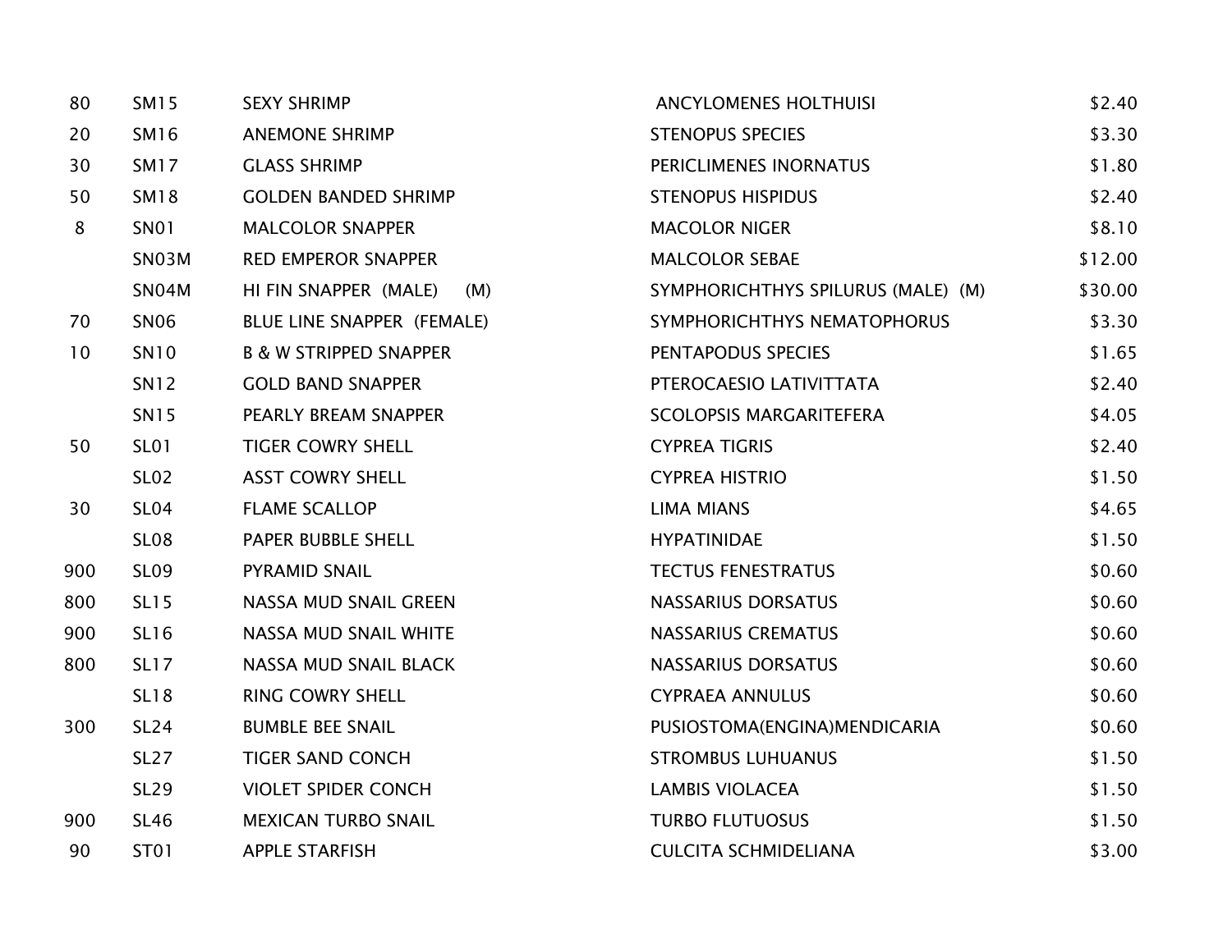| | | | | |
|---|---|---|---|---|
| 80 | SM15 | SEXY SHRIMP | ANCYLOMENES HOLTHUISI | $2.40 |
| 20 | SM16 | ANEMONE SHRIMP | STENOPUS SPECIES | $3.30 |
| 30 | SM17 | GLASS SHRIMP | PERICLIMENES INORNATUS | $1.80 |
| 50 | SM18 | GOLDEN BANDED SHRIMP | STENOPUS HISPIDUS | $2.40 |
| 8 | SN01 | MALCOLOR SNAPPER | MACOLOR NIGER | $8.10 |
| | SN03M | RED EMPEROR SNAPPER | MALCOLOR SEBAE | $12.00 |
| | SN04M | HI FIN SNAPPER (MALE) (M) | SYMPHORICHTHYS SPILURUS (MALE) (M) | $30.00 |
| 70 | SN06 | BLUE LINE SNAPPER (FEMALE) | SYMPHORICHTHYS NEMATOPHORUS | $3.30 |
| 10 | SN10 | B & W STRIPPED SNAPPER | PENTAPODUS SPECIES | $1.65 |
| | SN12 | GOLD BAND SNAPPER | PTEROCAESIO LATIVITTATA | $2.40 |
| | SN15 | PEARLY BREAM SNAPPER | SCOLOPSIS MARGARITEFERA | $4.05 |
| 50 | SL01 | TIGER COWRY SHELL | CYPREA TIGRIS | $2.40 |
| | SL02 | ASST COWRY SHELL | CYPREA HISTRIO | $1.50 |
| 30 | SL04 | FLAME SCALLOP | LIMA MIANS | $4.65 |
| | SL08 | PAPER BUBBLE SHELL | HYPATINIDAE | $1.50 |
| 900 | SL09 | PYRAMID SNAIL | TECTUS FENESTRATUS | $0.60 |
| 800 | SL15 | NASSA MUD SNAIL GREEN | NASSARIUS DORSATUS | $0.60 |
| 900 | SL16 | NASSA MUD SNAIL WHITE | NASSARIUS CREMATUS | $0.60 |
| 800 | SL17 | NASSA MUD SNAIL BLACK | NASSARIUS DORSATUS | $0.60 |
| | SL18 | RING COWRY SHELL | CYPRAEA ANNULUS | $0.60 |
| 300 | SL24 | BUMBLE BEE SNAIL | PUSIOSTOMA(ENGINA)MENDICARIA | $0.60 |
| | SL27 | TIGER SAND CONCH | STROMBUS LUHUANUS | $1.50 |
| | SL29 | VIOLET SPIDER CONCH | LAMBIS VIOLACEA | $1.50 |
| 900 | SL46 | MEXICAN TURBO SNAIL | TURBO FLUTUOSUS | $1.50 |
| 90 | ST01 | APPLE STARFISH | CULCITA SCHMIDELIANA | $3.00 |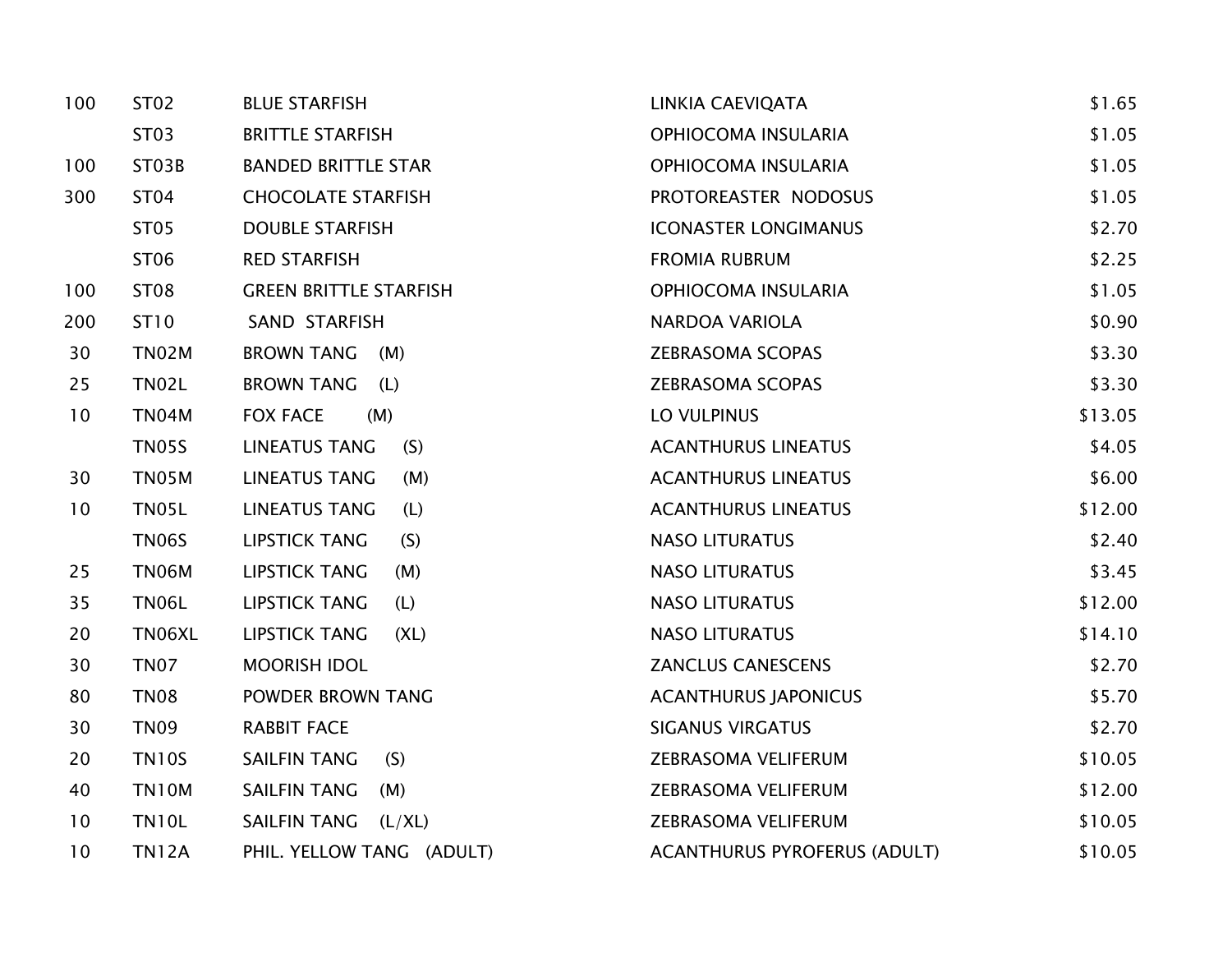| | | | | |
|---|---|---|---|---|
| 100 | ST02 | BLUE STARFISH | LINKIA CAEVIQATA | $1.65 |
| | ST03 | BRITTLE STARFISH | OPHIOCOMA INSULARIA | $1.05 |
| 100 | ST03B | BANDED BRITTLE STAR | OPHIOCOMA INSULARIA | $1.05 |
| 300 | ST04 | CHOCOLATE STARFISH | PROTOREASTER NODOSUS | $1.05 |
| | ST05 | DOUBLE STARFISH | ICONASTER LONGIMANUS | $2.70 |
| | ST06 | RED STARFISH | FROMIA RUBRUM | $2.25 |
| 100 | ST08 | GREEN BRITTLE STARFISH | OPHIOCOMA INSULARIA | $1.05 |
| 200 | ST10 | SAND STARFISH | NARDOA VARIOLA | $0.90 |
| 30 | TN02M | BROWN TANG (M) | ZEBRASOMA SCOPAS | $3.30 |
| 25 | TN02L | BROWN TANG (L) | ZEBRASOMA SCOPAS | $3.30 |
| 10 | TN04M | FOX FACE (M) | LO VULPINUS | $13.05 |
| | TN05S | LINEATUS TANG (S) | ACANTHURUS LINEATUS | $4.05 |
| 30 | TN05M | LINEATUS TANG (M) | ACANTHURUS LINEATUS | $6.00 |
| 10 | TN05L | LINEATUS TANG (L) | ACANTHURUS LINEATUS | $12.00 |
| | TN06S | LIPSTICK TANG (S) | NASO LITURATUS | $2.40 |
| 25 | TN06M | LIPSTICK TANG (M) | NASO LITURATUS | $3.45 |
| 35 | TN06L | LIPSTICK TANG (L) | NASO LITURATUS | $12.00 |
| 20 | TN06XL | LIPSTICK TANG (XL) | NASO LITURATUS | $14.10 |
| 30 | TN07 | MOORISH IDOL | ZANCLUS CANESCENS | $2.70 |
| 80 | TN08 | POWDER BROWN TANG | ACANTHURUS JAPONICUS | $5.70 |
| 30 | TN09 | RABBIT FACE | SIGANUS VIRGATUS | $2.70 |
| 20 | TN10S | SAILFIN TANG (S) | ZEBRASOMA VELIFERUM | $10.05 |
| 40 | TN10M | SAILFIN TANG (M) | ZEBRASOMA VELIFERUM | $12.00 |
| 10 | TN10L | SAILFIN TANG (L/XL) | ZEBRASOMA VELIFERUM | $10.05 |
| 10 | TN12A | PHIL. YELLOW TANG (ADULT) | ACANTHURUS PYROFERUS (ADULT) | $10.05 |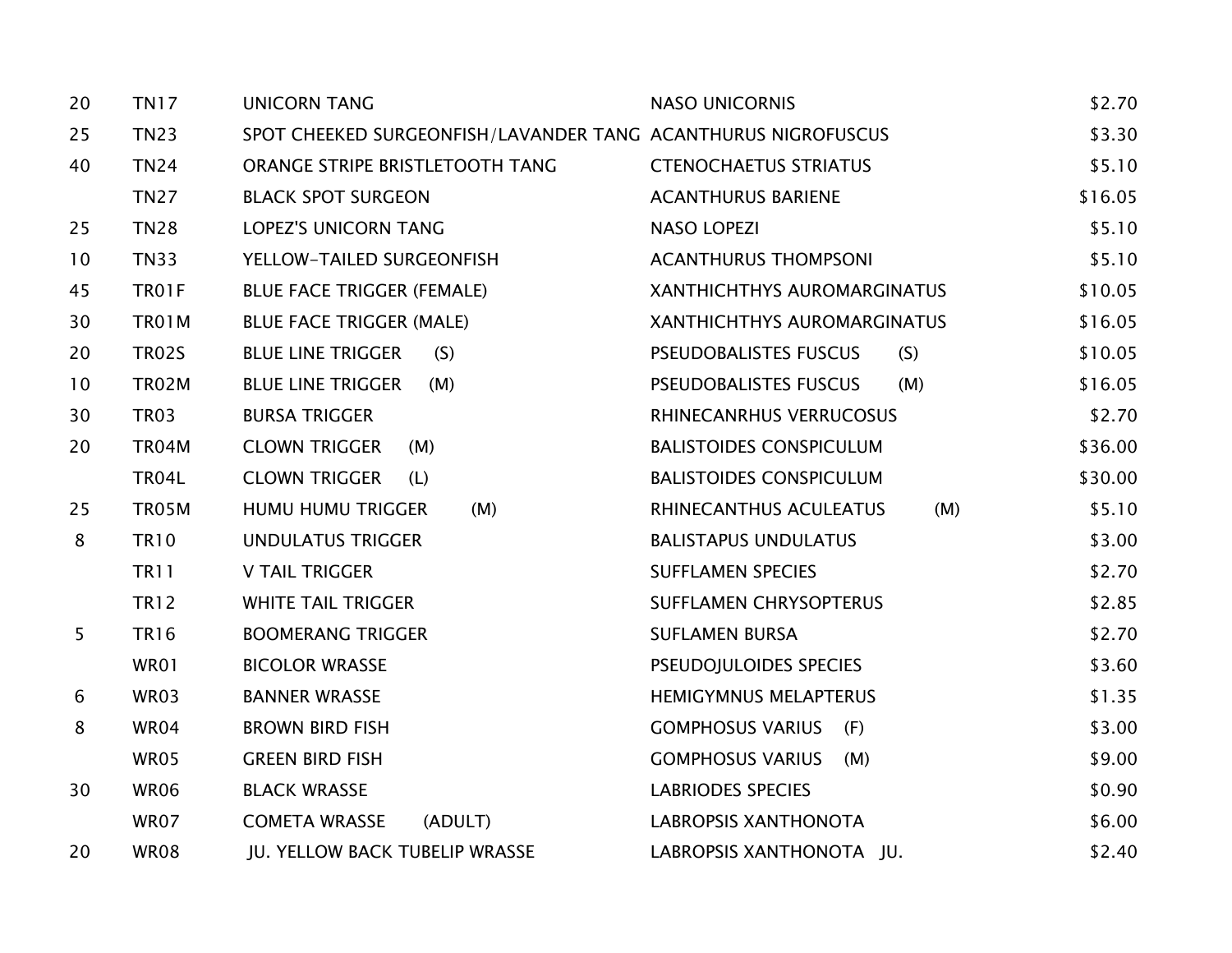| | | | | |
|---|---|---|---|---|
| 20 | TN17 | UNICORN TANG | NASO UNICORNIS | $2.70 |
| 25 | TN23 | SPOT CHEEKED SURGEONFISH/LAVANDER TANG | ACANTHURUS NIGROFUSCUS | $3.30 |
| 40 | TN24 | ORANGE STRIPE BRISTLETOOTH TANG | CTENOCHAETUS STRIATUS | $5.10 |
| | TN27 | BLACK SPOT SURGEON | ACANTHURUS BARIENE | $16.05 |
| 25 | TN28 | LOPEZ'S UNICORN TANG | NASO LOPEZI | $5.10 |
| 10 | TN33 | YELLOW-TAILED SURGEONFISH | ACANTHURUS THOMPSONI | $5.10 |
| 45 | TR01F | BLUE FACE TRIGGER (FEMALE) | XANTHICHTHYS AUROMARGINATUS | $10.05 |
| 30 | TR01M | BLUE FACE TRIGGER (MALE) | XANTHICHTHYS AUROMARGINATUS | $16.05 |
| 20 | TR02S | BLUE LINE TRIGGER (S) | PSEUDOBALISTES FUSCUS (S) | $10.05 |
| 10 | TR02M | BLUE LINE TRIGGER (M) | PSEUDOBALISTES FUSCUS (M) | $16.05 |
| 30 | TR03 | BURSA TRIGGER | RHINECANRHUS VERRUCOSUS | $2.70 |
| 20 | TR04M | CLOWN TRIGGER (M) | BALISTOIDES CONSPICULUM | $36.00 |
| | TR04L | CLOWN TRIGGER (L) | BALISTOIDES CONSPICULUM | $30.00 |
| 25 | TR05M | HUMU HUMU TRIGGER (M) | RHINECANTHUS ACULEATUS (M) | $5.10 |
| 8 | TR10 | UNDULATUS TRIGGER | BALISTAPUS UNDULATUS | $3.00 |
| | TR11 | V TAIL TRIGGER | SUFFLAMEN SPECIES | $2.70 |
| | TR12 | WHITE TAIL TRIGGER | SUFFLAMEN CHRYSOPTERUS | $2.85 |
| 5 | TR16 | BOOMERANG TRIGGER | SUFLAMEN BURSA | $2.70 |
| | WR01 | BICOLOR WRASSE | PSEUDOJULOIDES SPECIES | $3.60 |
| 6 | WR03 | BANNER WRASSE | HEMIGYMNUS MELAPTERUS | $1.35 |
| 8 | WR04 | BROWN BIRD FISH | GOMPHOSUS VARIUS (F) | $3.00 |
| | WR05 | GREEN BIRD FISH | GOMPHOSUS VARIUS (M) | $9.00 |
| 30 | WR06 | BLACK WRASSE | LABRIODES SPECIES | $0.90 |
| | WR07 | COMETA WRASSE (ADULT) | LABROPSIS XANTHONOTA | $6.00 |
| 20 | WR08 | JU. YELLOW BACK TUBELIP WRASSE | LABROPSIS XANTHONOTA JU. | $2.40 |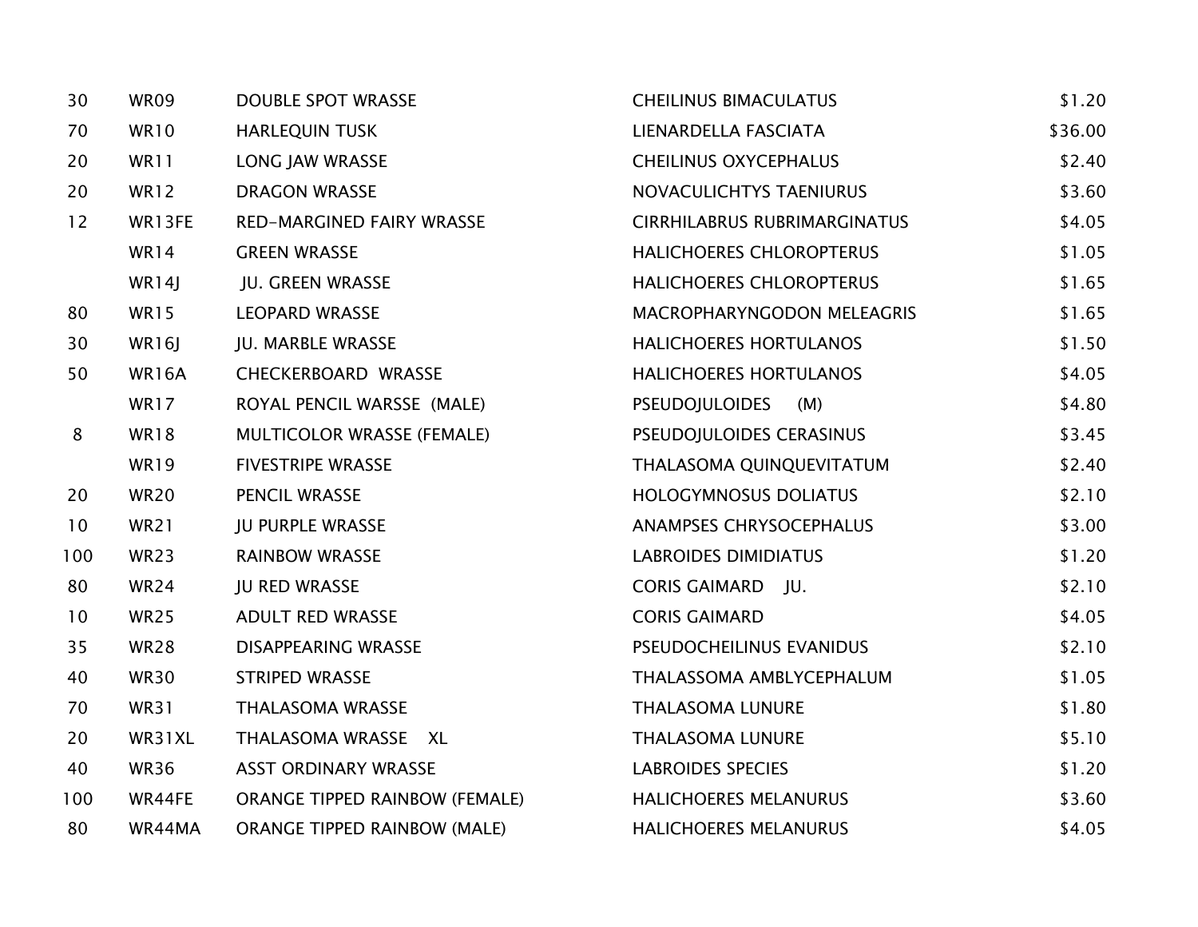| | | | | |
|---|---|---|---|---|
| 30 | WR09 | DOUBLE SPOT WRASSE | CHEILINUS BIMACULATUS | $1.20 |
| 70 | WR10 | HARLEQUIN TUSK | LIENARDELLA FASCIATA | $36.00 |
| 20 | WR11 | LONG JAW WRASSE | CHEILINUS OXYCEPHALUS | $2.40 |
| 20 | WR12 | DRAGON WRASSE | NOVACULICHTYS TAENIURUS | $3.60 |
| 12 | WR13FE | RED-MARGINED FAIRY WRASSE | CIRRHILABRUS RUBRIMARGINATUS | $4.05 |
| | WR14 | GREEN WRASSE | HALICHOERES CHLOROPTERUS | $1.05 |
| | WR14J | JU. GREEN WRASSE | HALICHOERES CHLOROPTERUS | $1.65 |
| 80 | WR15 | LEOPARD WRASSE | MACROPHARYNGODON MELEAGRIS | $1.65 |
| 30 | WR16J | JU. MARBLE WRASSE | HALICHOERES HORTULANOS | $1.50 |
| 50 | WR16A | CHECKERBOARD WRASSE | HALICHOERES HORTULANOS | $4.05 |
| | WR17 | ROYAL PENCIL WARSSE (MALE) | PSEUDOJULOIDES (M) | $4.80 |
| 8 | WR18 | MULTICOLOR WRASSE (FEMALE) | PSEUDOJULOIDES CERASINUS | $3.45 |
| | WR19 | FIVESTRIPE WRASSE | THALASOMA QUINQUEVITATUM | $2.40 |
| 20 | WR20 | PENCIL WRASSE | HOLOGYMNOSUS DOLIATUS | $2.10 |
| 10 | WR21 | JU PURPLE WRASSE | ANAMPSES CHRYSOCEPHALUS | $3.00 |
| 100 | WR23 | RAINBOW WRASSE | LABROIDES DIMIDIATUS | $1.20 |
| 80 | WR24 | JU RED WRASSE | CORIS GAIMARD JU. | $2.10 |
| 10 | WR25 | ADULT RED WRASSE | CORIS GAIMARD | $4.05 |
| 35 | WR28 | DISAPPEARING WRASSE | PSEUDOCHEILINUS EVANIDUS | $2.10 |
| 40 | WR30 | STRIPED WRASSE | THALASSOMA AMBLYCEPHALUM | $1.05 |
| 70 | WR31 | THALASOMA WRASSE | THALASOMA LUNURE | $1.80 |
| 20 | WR31XL | THALASOMA WRASSE XL | THALASOMA LUNURE | $5.10 |
| 40 | WR36 | ASST ORDINARY WRASSE | LABROIDES SPECIES | $1.20 |
| 100 | WR44FE | ORANGE TIPPED RAINBOW (FEMALE) | HALICHOERES MELANURUS | $3.60 |
| 80 | WR44MA | ORANGE TIPPED RAINBOW (MALE) | HALICHOERES MELANURUS | $4.05 |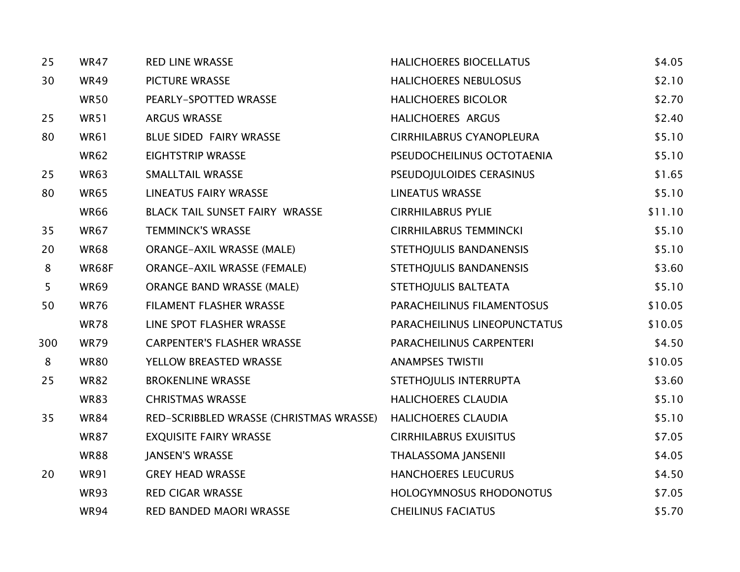| | | | | |
|---|---|---|---|---|
| 25 | WR47 | RED LINE WRASSE | HALICHOERES BIOCELLATUS | $4.05 |
| 30 | WR49 | PICTURE WRASSE | HALICHOERES NEBULOSUS | $2.10 |
| | WR50 | PEARLY-SPOTTED WRASSE | HALICHOERES BICOLOR | $2.70 |
| 25 | WR51 | ARGUS WRASSE | HALICHOERES ARGUS | $2.40 |
| 80 | WR61 | BLUE SIDED FAIRY WRASSE | CIRRHILABRUS CYANOPLEURA | $5.10 |
| | WR62 | EIGHTSTRIP WRASSE | PSEUDOCHEILINUS OCTOTAENIA | $5.10 |
| 25 | WR63 | SMALLTAIL WRASSE | PSEUDOJULOIDES CERASINUS | $1.65 |
| 80 | WR65 | LINEATUS FAIRY WRASSE | LINEATUS WRASSE | $5.10 |
| | WR66 | BLACK TAIL SUNSET FAIRY WRASSE | CIRRHILABRUS PYLIE | $11.10 |
| 35 | WR67 | TEMMINCK'S WRASSE | CIRRHILABRUS TEMMINCKI | $5.10 |
| 20 | WR68 | ORANGE-AXIL WRASSE (MALE) | STETHOJULIS BANDANENSIS | $5.10 |
| 8 | WR68F | ORANGE-AXIL WRASSE (FEMALE) | STETHOJULIS BANDANENSIS | $3.60 |
| 5 | WR69 | ORANGE BAND WRASSE (MALE) | STETHOJULIS BALTEATA | $5.10 |
| 50 | WR76 | FILAMENT FLASHER WRASSE | PARACHEILINUS FILAMENTOSUS | $10.05 |
| | WR78 | LINE SPOT FLASHER WRASSE | PARACHEILINUS LINEOPUNCTATUS | $10.05 |
| 300 | WR79 | CARPENTER'S FLASHER WRASSE | PARACHEILINUS CARPENTERI | $4.50 |
| 8 | WR80 | YELLOW BREASTED WRASSE | ANAMPSES TWISTII | $10.05 |
| 25 | WR82 | BROKENLINE WRASSE | STETHOJULIS INTERRUPTA | $3.60 |
| | WR83 | CHRISTMAS WRASSE | HALICHOERES CLAUDIA | $5.10 |
| 35 | WR84 | RED-SCRIBBLED WRASSE (CHRISTMAS WRASSE) | HALICHOERES CLAUDIA | $5.10 |
| | WR87 | EXQUISITE FAIRY WRASSE | CIRRHILABRUS EXUISITUS | $7.05 |
| | WR88 | JANSEN'S WRASSE | THALASSOMA JANSENII | $4.05 |
| 20 | WR91 | GREY HEAD WRASSE | HANCHOERES LEUCURUS | $4.50 |
| | WR93 | RED CIGAR WRASSE | HOLOGYMNOSUS RHODONOTUS | $7.05 |
| | WR94 | RED BANDED MAORI WRASSE | CHEILINUS FACIATUS | $5.70 |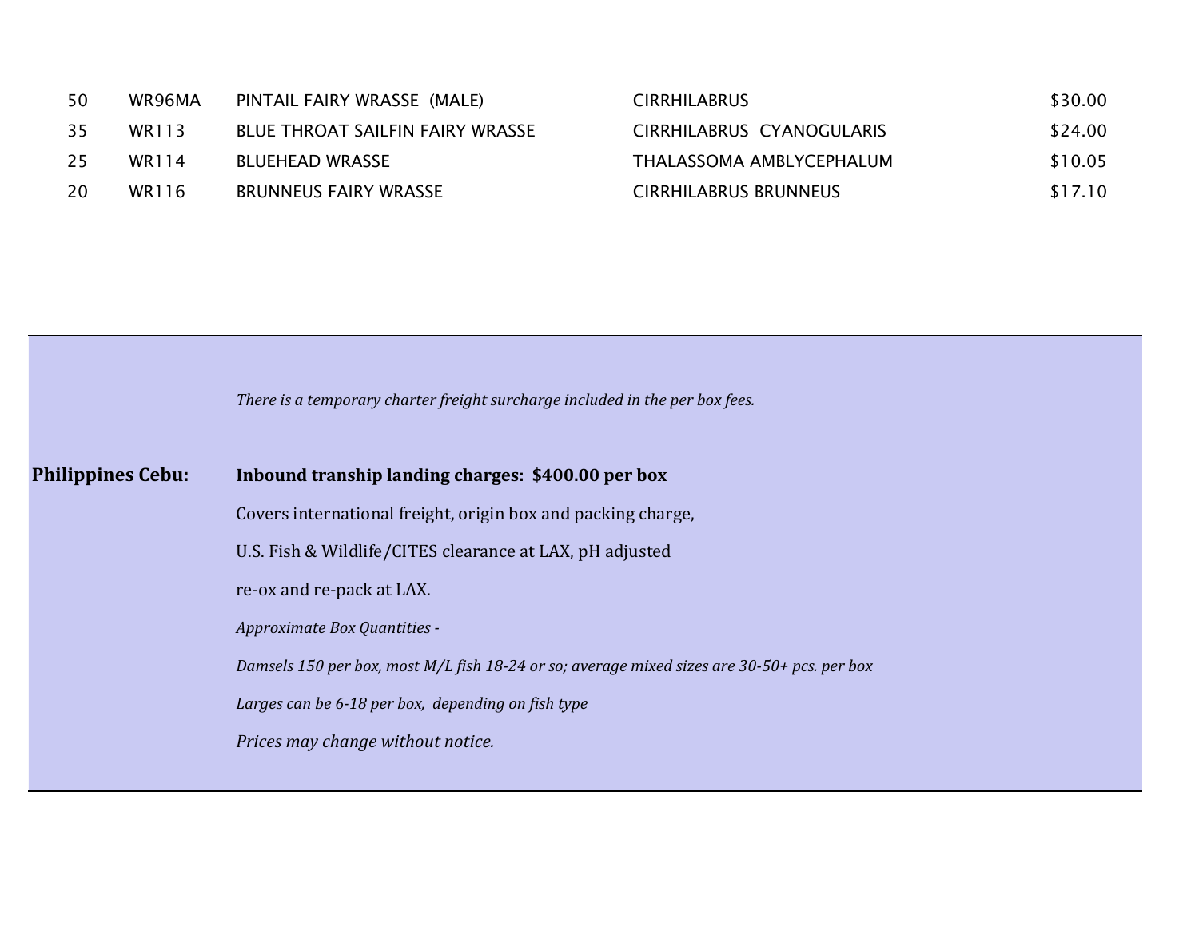| | | | | |
|---|---|---|---|---|
| 50 | WR96MA | PINTAIL FAIRY WRASSE (MALE) | CIRRHILABRUS | $30.00 |
| 35 | WR113 | BLUE THROAT SAILFIN FAIRY WRASSE | CIRRHILABRUS CYANOGULARIS | $24.00 |
| 25 | WR114 | BLUEHEAD WRASSE | THALASSOMA AMBLYCEPHALUM | $10.05 |
| 20 | WR116 | BRUNNEUS FAIRY WRASSE | CIRRHILABRUS BRUNNEUS | $17.10 |

*There is a temporary charter freight surcharge included in the per box fees.*

**Philippines Cebu:** **Inbound tranship landing charges: $400.00 per box**

Covers international freight, origin box and packing charge,

U.S. Fish & Wildlife/CITES clearance at LAX, pH adjusted

re-ox and re-pack at LAX.

*Approximate Box Quantities -*

*Damsels 150 per box, most M/L fish 18-24 or so; average mixed sizes are 30-50+ pcs. per box*

*Larges can be 6-18 per box, depending on fish type*

*Prices may change without notice.*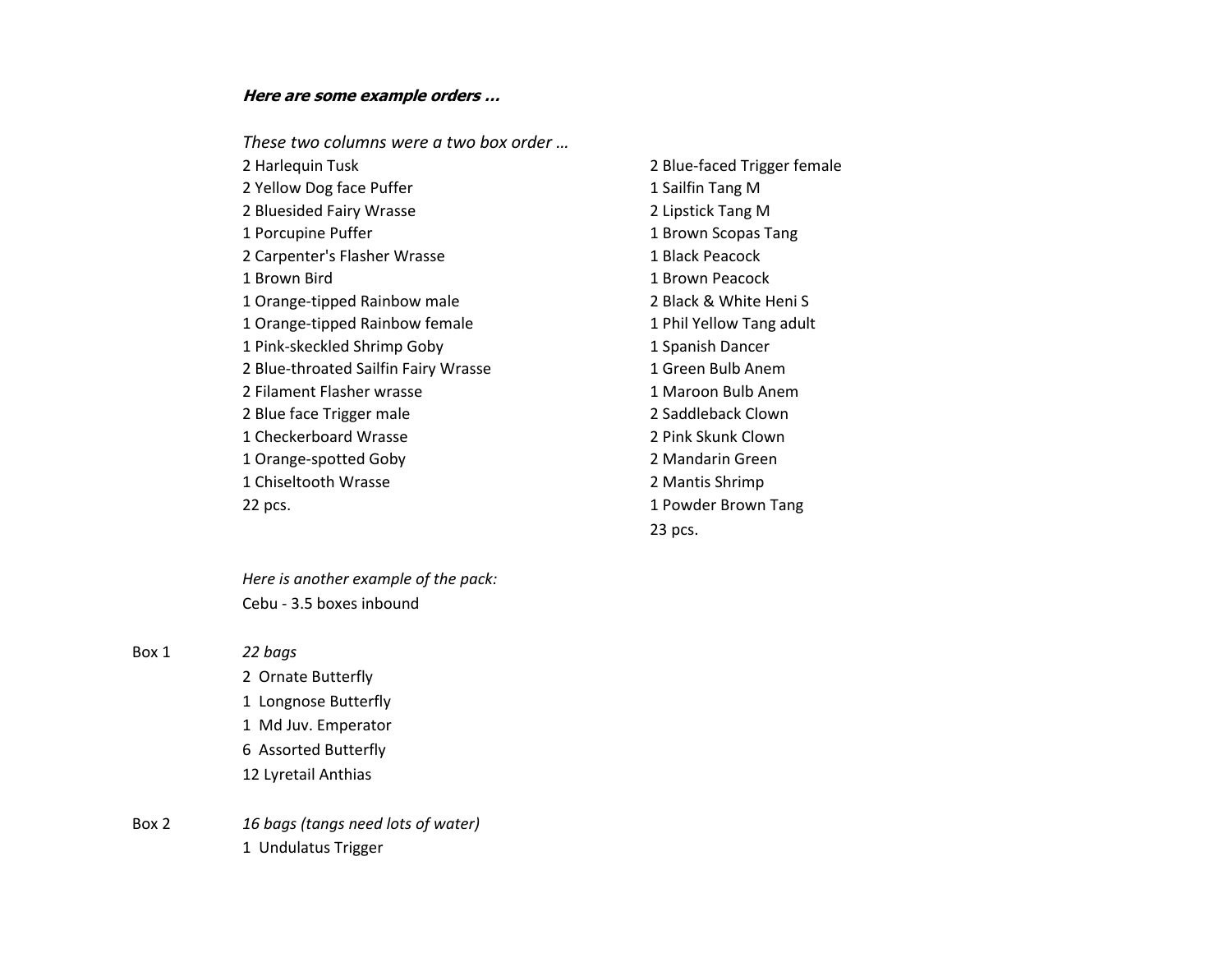***Here are some example orders …***

*These two columns were a two box order …*

2 Harlequin Tusk
2 Yellow Dog face Puffer
2 Bluesided Fairy Wrasse
1 Porcupine Puffer
2 Carpenter's Flasher Wrasse
1 Brown Bird
1 Orange-tipped Rainbow male
1 Orange-tipped Rainbow female
1 Pink-skeckled Shrimp Goby
2 Blue-throated Sailfin Fairy Wrasse
2 Filament Flasher wrasse
2 Blue face Trigger male
1 Checkerboard Wrasse
1 Orange-spotted Goby
1 Chiseltooth Wrasse
22 pcs.

2 Blue-faced Trigger female
1 Sailfin Tang M
2 Lipstick Tang M
1 Brown Scopas Tang
1 Black Peacock
1 Brown Peacock
2 Black & White Heni S
1 Phil Yellow Tang adult
1 Spanish Dancer
1 Green Bulb Anem
1 Maroon Bulb Anem
2 Saddleback Clown
2 Pink Skunk Clown
2 Mandarin Green
2 Mantis Shrimp
1 Powder Brown Tang
23 pcs.

*Here is another example of the pack:*
Cebu - 3.5 boxes inbound

Box 1 *22 bags*
2 Ornate Butterfly
1 Longnose Butterfly
1 Md Juv. Emperator
6 Assorted Butterfly
12 Lyretail Anthias

Box 2 *16 bags (tangs need lots of water)*
1 Undulatus Trigger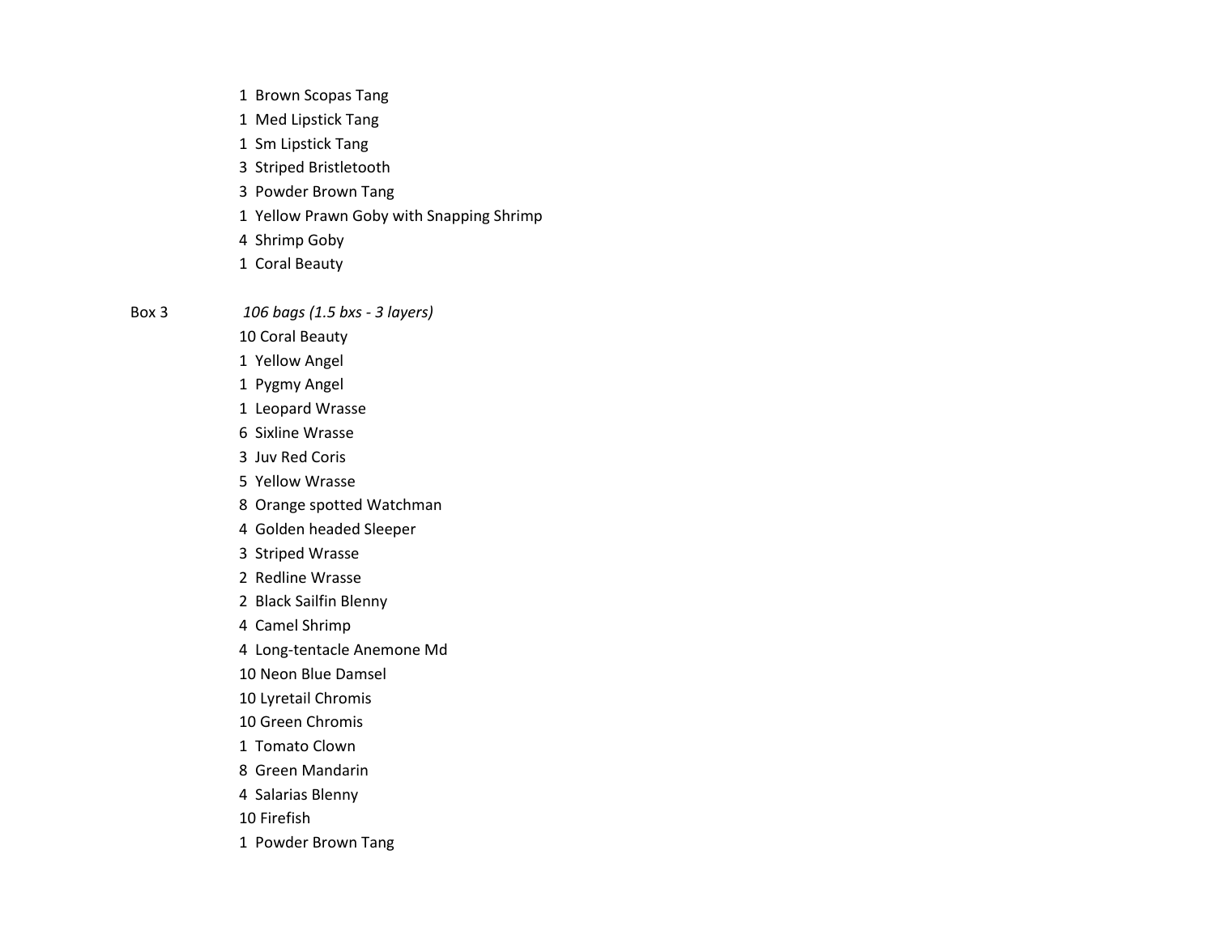1 Brown Scopas Tang
1 Med Lipstick Tang
1 Sm Lipstick Tang
3 Striped Bristletooth
3 Powder Brown Tang
1 Yellow Prawn Goby with Snapping Shrimp
4 Shrimp Goby
1 Coral Beauty

Box 3 *106 bags (1.5 bxs - 3 layers)*

10 Coral Beauty
1 Yellow Angel
1 Pygmy Angel
1 Leopard Wrasse
6 Sixline Wrasse
3 Juv Red Coris
5 Yellow Wrasse
8 Orange spotted Watchman
4 Golden headed Sleeper
3 Striped Wrasse
2 Redline Wrasse
2 Black Sailfin Blenny
4 Camel Shrimp
4 Long-tentacle Anemone Md
10 Neon Blue Damsel
10 Lyretail Chromis
10 Green Chromis
1 Tomato Clown
8 Green Mandarin
4 Salarias Blenny
10 Firefish
1 Powder Brown Tang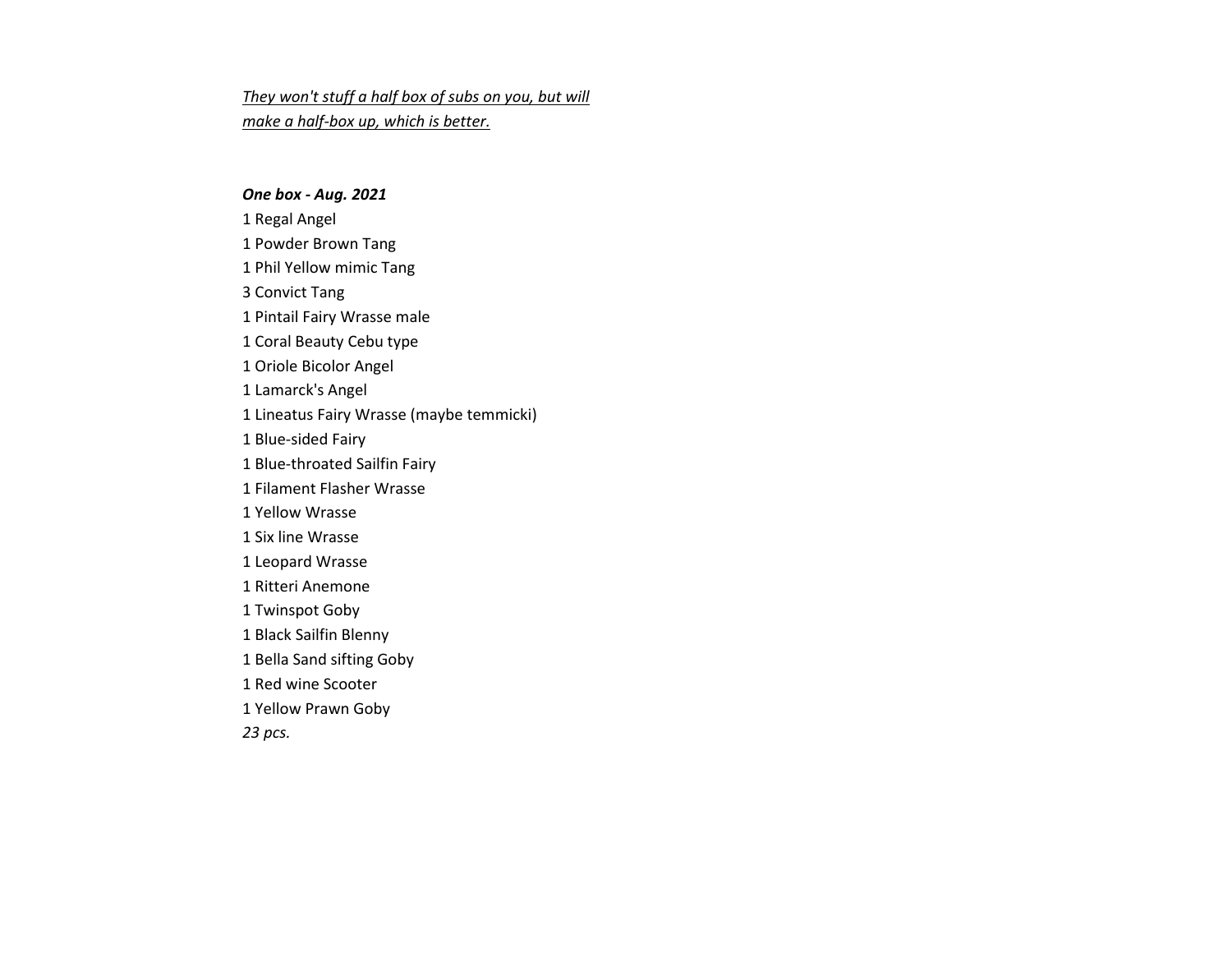*<u>They won't stuff a half box of subs on you, but will make a half-box up, which is better.</u>*

***One box - Aug. 2021***

1 Regal Angel
1 Powder Brown Tang
1 Phil Yellow mimic Tang
3 Convict Tang
1 Pintail Fairy Wrasse male
1 Coral Beauty Cebu type
1 Oriole Bicolor Angel
1 Lamarck's Angel
1 Lineatus Fairy Wrasse (maybe temmicki)
1 Blue-sided Fairy
1 Blue-throated Sailfin Fairy
1 Filament Flasher Wrasse
1 Yellow Wrasse
1 Six line Wrasse
1 Leopard Wrasse
1 Ritteri Anemone
1 Twinspot Goby
1 Black Sailfin Blenny
1 Bella Sand sifting Goby
1 Red wine Scooter
1 Yellow Prawn Goby
*23 pcs.*